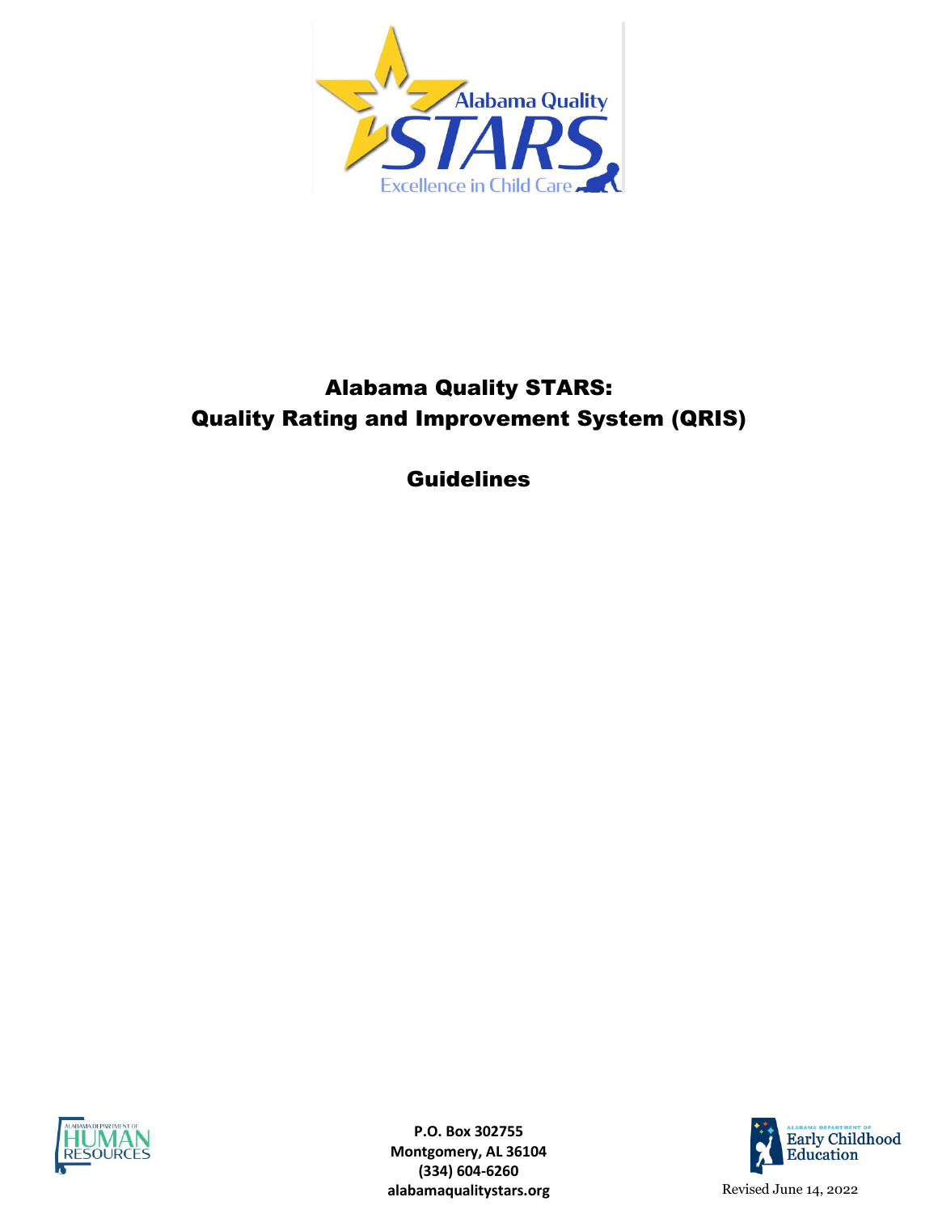# Alabama Quality STARS: Quality Rating and Improvement System (QRIS)

## Guidelines

**P.O. Box 302755**
**Montgomery, AL 36104**
**(334) 604-6260**
**alabamaqualitystars.org**

Revised June 14, 2022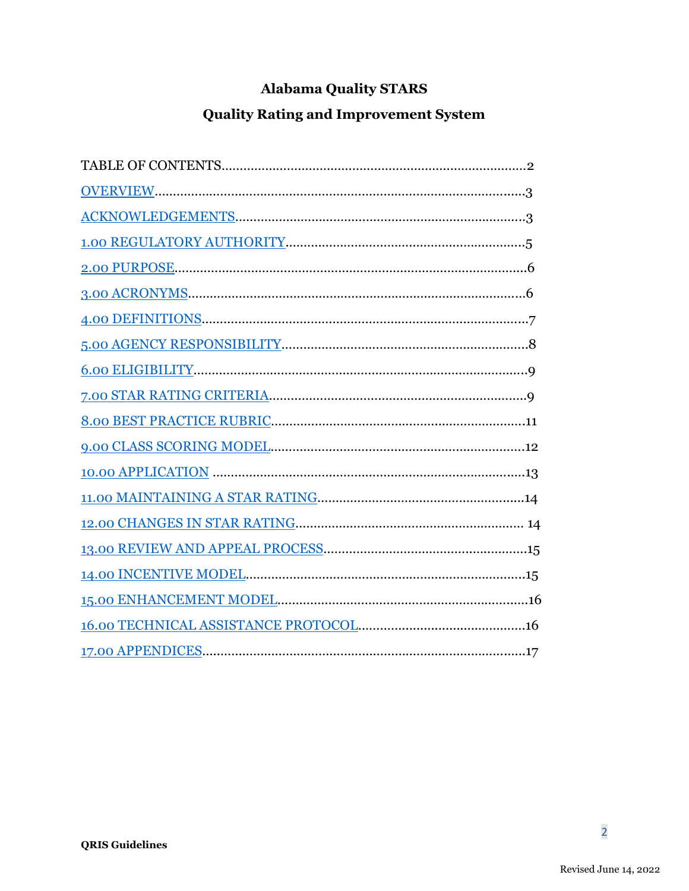# Alabama Quality STARS

## Quality Rating and Improvement System

TABLE OF CONTENTS.....................................................................................2

OVERVIEW.....................................................................................................3

ACKNOWLEDGEMENTS...............................................................................3

1.00 REGULATORY AUTHORITY..................................................................5

2.00 PURPOSE...............................................................................................6

3.00 ACRONYMS............................................................................................6

4.00 DEFINITIONS.........................................................................................7

5.00 AGENCY RESPONSIBILITY...................................................................8

6.00 ELIGIBILITY...........................................................................................9

7.00 STAR RATING CRITERIA.......................................................................9

8.00 BEST PRACTICE RUBRIC.....................................................................11

9.00 CLASS SCORING MODEL......................................................................12

10.00 APPLICATION .....................................................................................13

11.00 MAINTAINING A STAR RATING.........................................................14

12.00 CHANGES IN STAR RATING.............................................................. 14

13.00 REVIEW AND APPEAL PROCESS.......................................................15

14.00 INCENTIVE MODEL............................................................................15

15.00 ENHANCEMENT MODEL.....................................................................16

16.00 TECHNICAL ASSISTANCE PROTOCOL..............................................16

17.00 APPENDICES........................................................................................17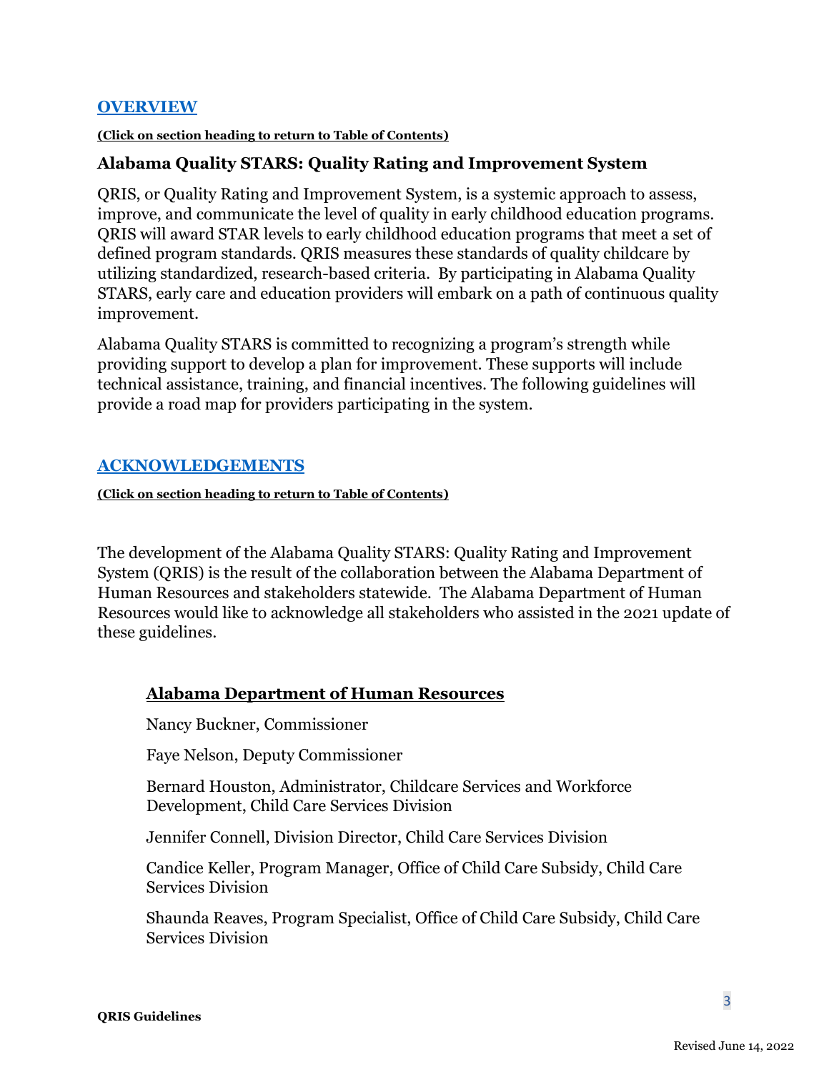## OVERVIEW

**(Click on section heading to return to Table of Contents)**

### Alabama Quality STARS: Quality Rating and Improvement System

QRIS, or Quality Rating and Improvement System, is a systemic approach to assess, improve, and communicate the level of quality in early childhood education programs. QRIS will award STAR levels to early childhood education programs that meet a set of defined program standards. QRIS measures these standards of quality childcare by utilizing standardized, research-based criteria. By participating in Alabama Quality STARS, early care and education providers will embark on a path of continuous quality improvement.

Alabama Quality STARS is committed to recognizing a program's strength while providing support to develop a plan for improvement. These supports will include technical assistance, training, and financial incentives. The following guidelines will provide a road map for providers participating in the system.

## ACKNOWLEDGEMENTS

**(Click on section heading to return to Table of Contents)**

The development of the Alabama Quality STARS: Quality Rating and Improvement System (QRIS) is the result of the collaboration between the Alabama Department of Human Resources and stakeholders statewide. The Alabama Department of Human Resources would like to acknowledge all stakeholders who assisted in the 2021 update of these guidelines.

**Alabama Department of Human Resources**

Nancy Buckner, Commissioner

Faye Nelson, Deputy Commissioner

Bernard Houston, Administrator, Childcare Services and Workforce Development, Child Care Services Division

Jennifer Connell, Division Director, Child Care Services Division

Candice Keller, Program Manager, Office of Child Care Subsidy, Child Care Services Division

Shaunda Reaves, Program Specialist, Office of Child Care Subsidy, Child Care Services Division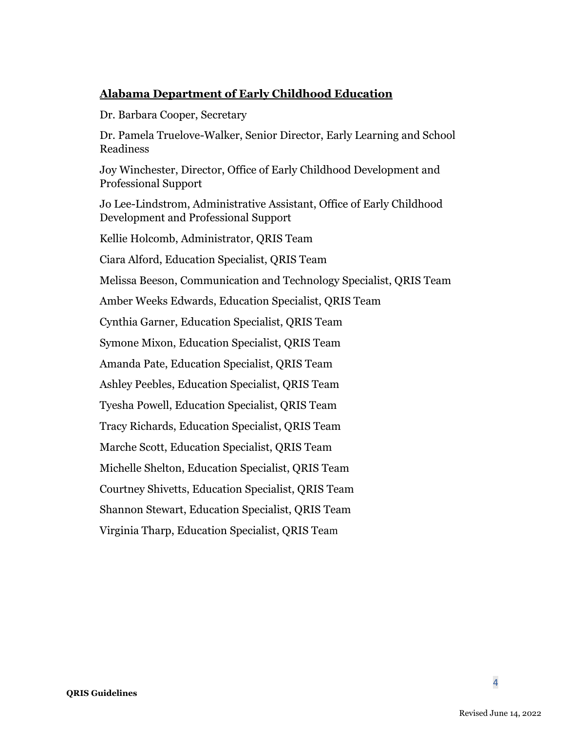**<u>Alabama Department of Early Childhood Education</u>**

Dr. Barbara Cooper, Secretary

Dr. Pamela Truelove-Walker, Senior Director, Early Learning and School Readiness

Joy Winchester, Director, Office of Early Childhood Development and Professional Support

Jo Lee-Lindstrom, Administrative Assistant, Office of Early Childhood Development and Professional Support

Kellie Holcomb, Administrator, QRIS Team

Ciara Alford, Education Specialist, QRIS Team

Melissa Beeson, Communication and Technology Specialist, QRIS Team

Amber Weeks Edwards, Education Specialist, QRIS Team

Cynthia Garner, Education Specialist, QRIS Team

Symone Mixon, Education Specialist, QRIS Team

Amanda Pate, Education Specialist, QRIS Team

Ashley Peebles, Education Specialist, QRIS Team

Tyesha Powell, Education Specialist, QRIS Team

Tracy Richards, Education Specialist, QRIS Team

Marche Scott, Education Specialist, QRIS Team

Michelle Shelton, Education Specialist, QRIS Team

Courtney Shivetts, Education Specialist, QRIS Team

Shannon Stewart, Education Specialist, QRIS Team

Virginia Tharp, Education Specialist, QRIS Team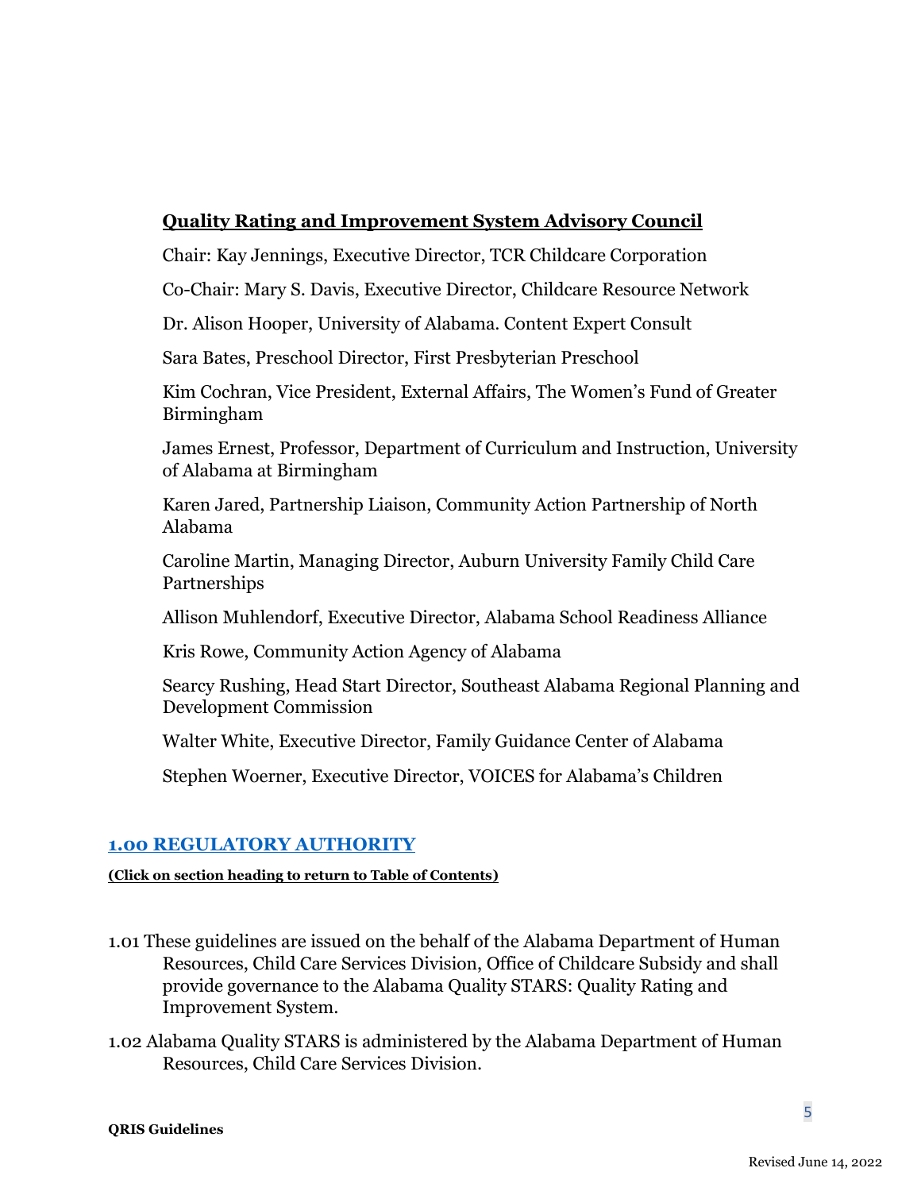**Quality Rating and Improvement System Advisory Council**

Chair: Kay Jennings, Executive Director, TCR Childcare Corporation

Co-Chair: Mary S. Davis, Executive Director, Childcare Resource Network

Dr. Alison Hooper, University of Alabama. Content Expert Consult

Sara Bates, Preschool Director, First Presbyterian Preschool

Kim Cochran, Vice President, External Affairs, The Women's Fund of Greater Birmingham

James Ernest, Professor, Department of Curriculum and Instruction, University of Alabama at Birmingham

Karen Jared, Partnership Liaison, Community Action Partnership of North Alabama

Caroline Martin, Managing Director, Auburn University Family Child Care Partnerships

Allison Muhlendorf, Executive Director, Alabama School Readiness Alliance

Kris Rowe, Community Action Agency of Alabama

Searcy Rushing, Head Start Director, Southeast Alabama Regional Planning and Development Commission

Walter White, Executive Director, Family Guidance Center of Alabama

Stephen Woerner, Executive Director, VOICES for Alabama's Children

## 1.00 REGULATORY AUTHORITY

**(Click on section heading to return to Table of Contents)**

1.01 These guidelines are issued on the behalf of the Alabama Department of Human Resources, Child Care Services Division, Office of Childcare Subsidy and shall provide governance to the Alabama Quality STARS: Quality Rating and Improvement System.

1.02 Alabama Quality STARS is administered by the Alabama Department of Human Resources, Child Care Services Division.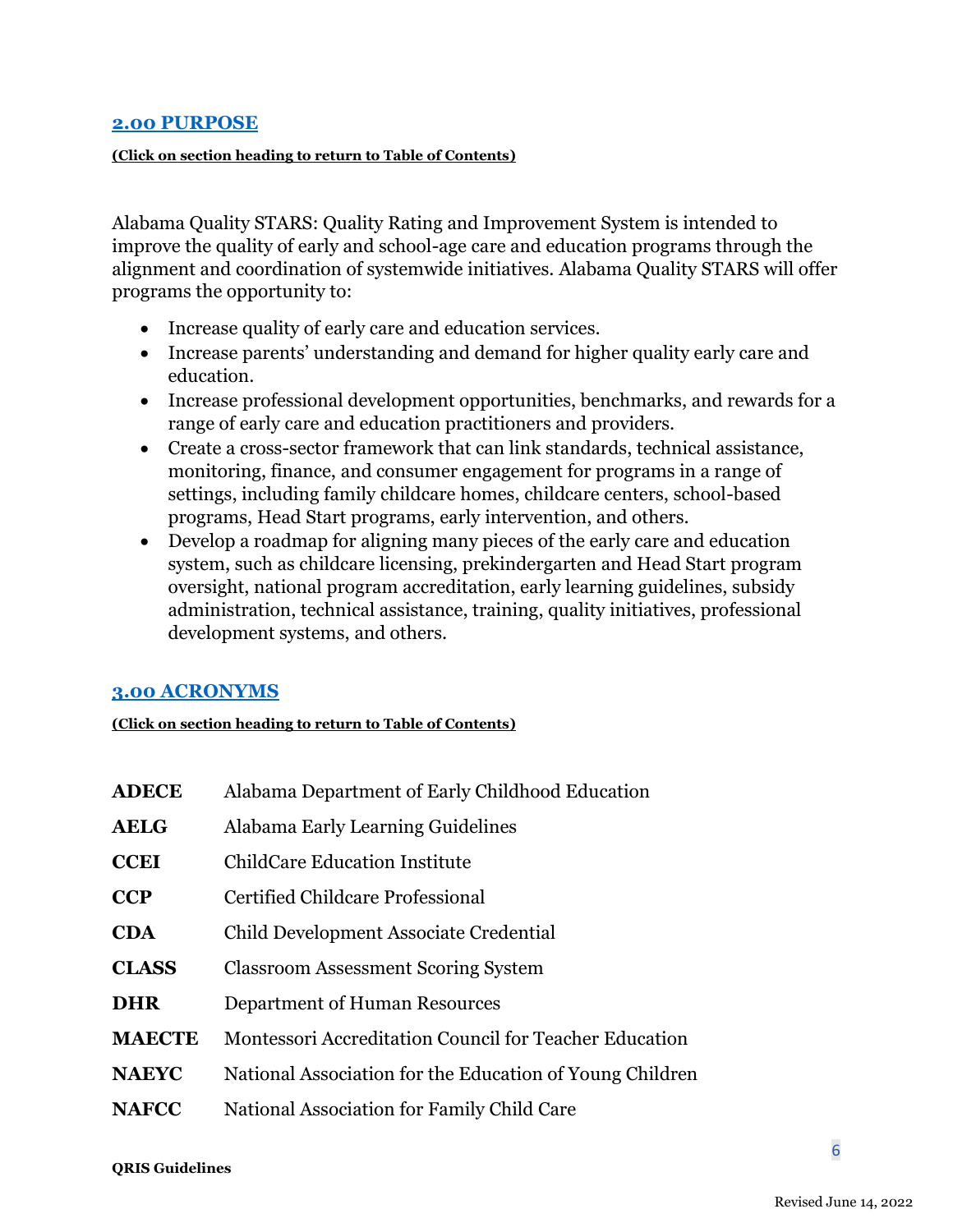## 2.00 PURPOSE

**(Click on section heading to return to Table of Contents)**

Alabama Quality STARS: Quality Rating and Improvement System is intended to improve the quality of early and school-age care and education programs through the alignment and coordination of systemwide initiatives. Alabama Quality STARS will offer programs the opportunity to:

- Increase quality of early care and education services.
- Increase parents' understanding and demand for higher quality early care and education.
- Increase professional development opportunities, benchmarks, and rewards for a range of early care and education practitioners and providers.
- Create a cross-sector framework that can link standards, technical assistance, monitoring, finance, and consumer engagement for programs in a range of settings, including family childcare homes, childcare centers, school-based programs, Head Start programs, early intervention, and others.
- Develop a roadmap for aligning many pieces of the early care and education system, such as childcare licensing, prekindergarten and Head Start program oversight, national program accreditation, early learning guidelines, subsidy administration, technical assistance, training, quality initiatives, professional development systems, and others.

## 3.00 ACRONYMS

**(Click on section heading to return to Table of Contents)**

| | |
|---|---|
| **ADECE** | Alabama Department of Early Childhood Education |
| **AELG** | Alabama Early Learning Guidelines |
| **CCEI** | ChildCare Education Institute |
| **CCP** | Certified Childcare Professional |
| **CDA** | Child Development Associate Credential |
| **CLASS** | Classroom Assessment Scoring System |
| **DHR** | Department of Human Resources |
| **MAECTE** | Montessori Accreditation Council for Teacher Education |
| **NAEYC** | National Association for the Education of Young Children |
| **NAFCC** | National Association for Family Child Care |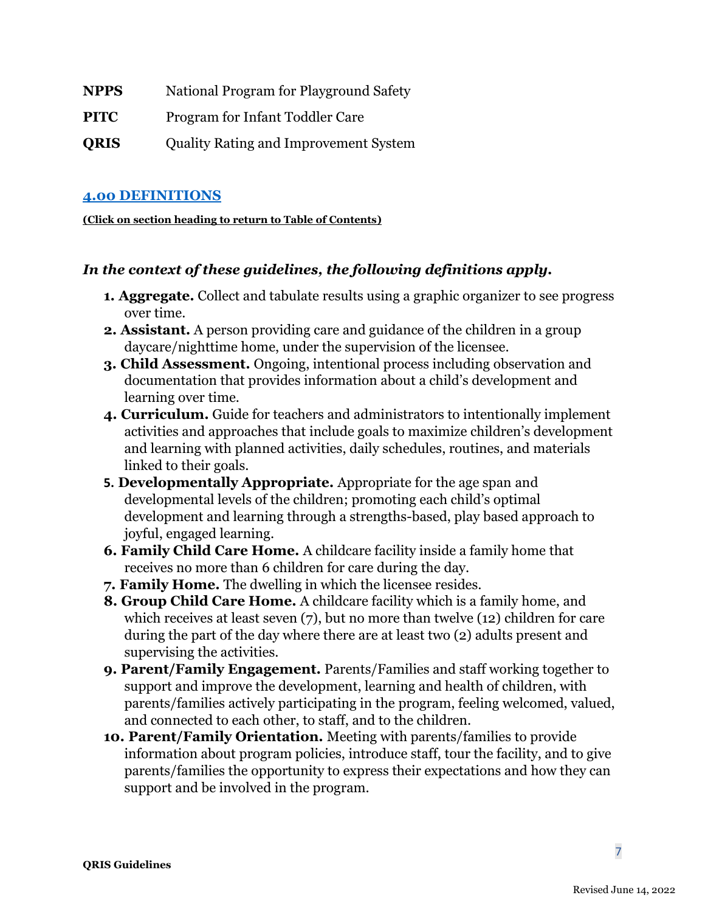| | |
|---|---|
| **NPPS** | National Program for Playground Safety |
| **PITC** | Program for Infant Toddler Care |
| **QRIS** | Quality Rating and Improvement System |

## 4.00 DEFINITIONS

**(Click on section heading to return to Table of Contents)**

***In the context of these guidelines, the following definitions apply.***

1. **Aggregate.** Collect and tabulate results using a graphic organizer to see progress over time.
2. **Assistant.** A person providing care and guidance of the children in a group daycare/nighttime home, under the supervision of the licensee.
3. **Child Assessment.** Ongoing, intentional process including observation and documentation that provides information about a child's development and learning over time.
4. **Curriculum.** Guide for teachers and administrators to intentionally implement activities and approaches that include goals to maximize children's development and learning with planned activities, daily schedules, routines, and materials linked to their goals.
5. **Developmentally Appropriate.** Appropriate for the age span and developmental levels of the children; promoting each child's optimal development and learning through a strengths-based, play based approach to joyful, engaged learning.
6. **Family Child Care Home.** A childcare facility inside a family home that receives no more than 6 children for care during the day.
7. **Family Home.** The dwelling in which the licensee resides.
8. **Group Child Care Home.** A childcare facility which is a family home, and which receives at least seven (7), but no more than twelve (12) children for care during the part of the day where there are at least two (2) adults present and supervising the activities.
9. **Parent/Family Engagement.** Parents/Families and staff working together to support and improve the development, learning and health of children, with parents/families actively participating in the program, feeling welcomed, valued, and connected to each other, to staff, and to the children.
10. **Parent/Family Orientation.** Meeting with parents/families to provide information about program policies, introduce staff, tour the facility, and to give parents/families the opportunity to express their expectations and how they can support and be involved in the program.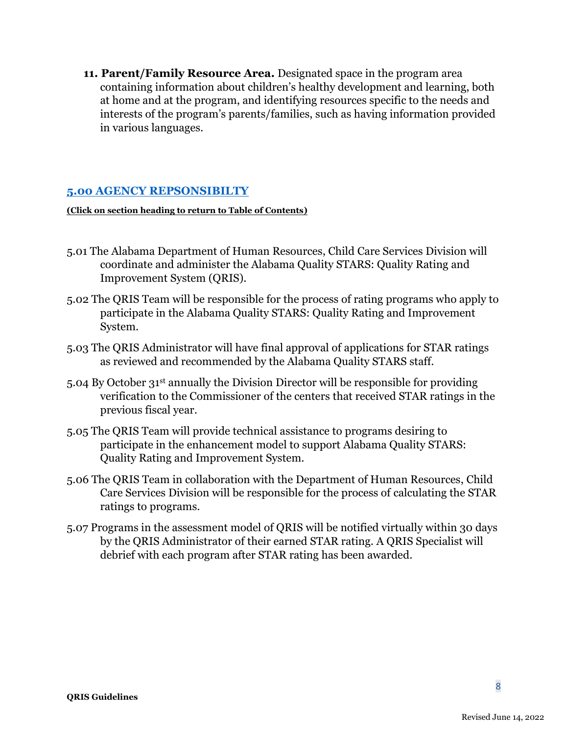11. **Parent/Family Resource Area.** Designated space in the program area containing information about children's healthy development and learning, both at home and at the program, and identifying resources specific to the needs and interests of the program's parents/families, such as having information provided in various languages.

## 5.00 AGENCY REPSONSIBILTY

**(Click on section heading to return to Table of Contents)**

5.01 The Alabama Department of Human Resources, Child Care Services Division will coordinate and administer the Alabama Quality STARS: Quality Rating and Improvement System (QRIS).

5.02 The QRIS Team will be responsible for the process of rating programs who apply to participate in the Alabama Quality STARS: Quality Rating and Improvement System.

5.03 The QRIS Administrator will have final approval of applications for STAR ratings as reviewed and recommended by the Alabama Quality STARS staff.

5.04 By October 31st annually the Division Director will be responsible for providing verification to the Commissioner of the centers that received STAR ratings in the previous fiscal year.

5.05 The QRIS Team will provide technical assistance to programs desiring to participate in the enhancement model to support Alabama Quality STARS: Quality Rating and Improvement System.

5.06 The QRIS Team in collaboration with the Department of Human Resources, Child Care Services Division will be responsible for the process of calculating the STAR ratings to programs.

5.07 Programs in the assessment model of QRIS will be notified virtually within 30 days by the QRIS Administrator of their earned STAR rating. A QRIS Specialist will debrief with each program after STAR rating has been awarded.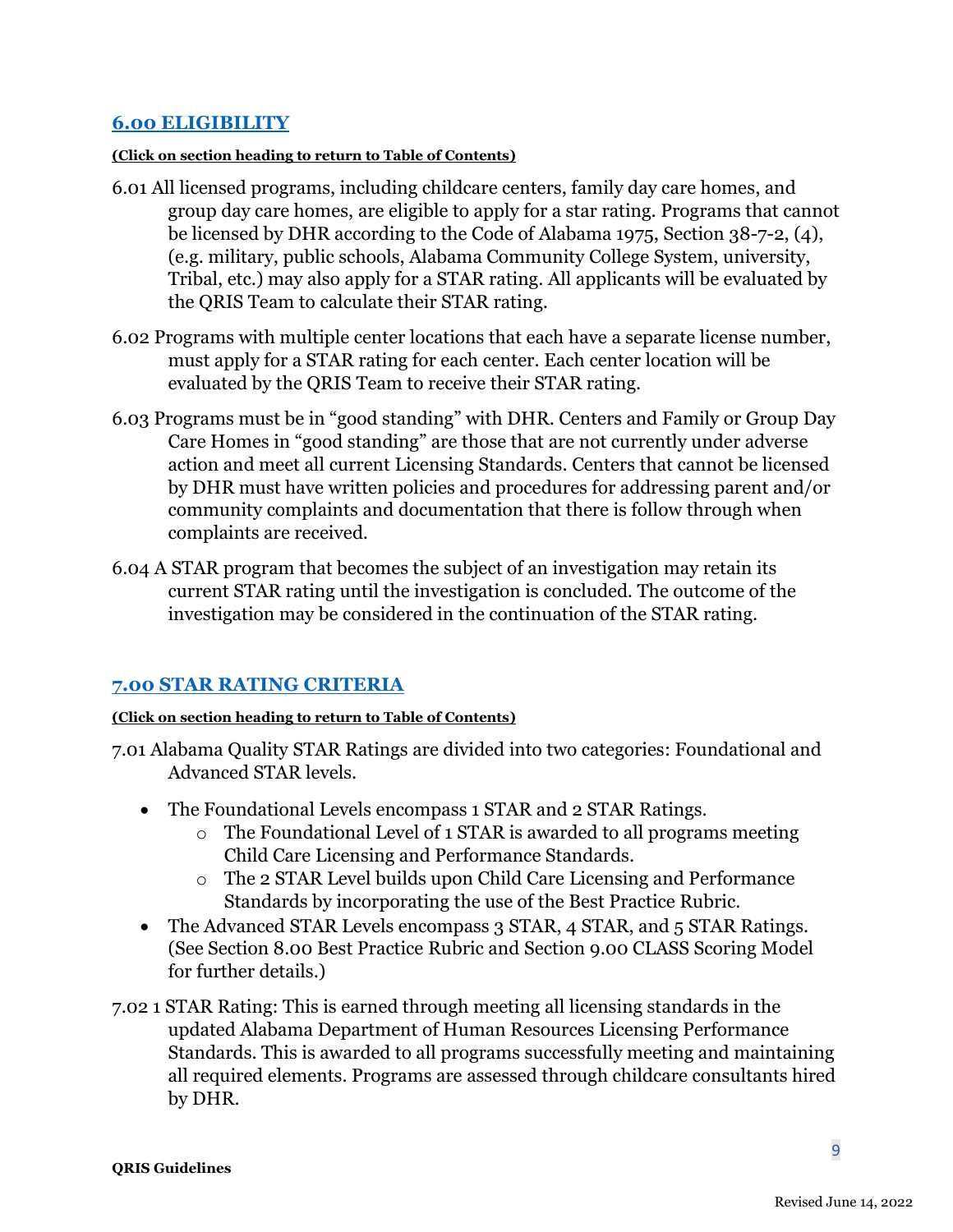## 6.00 ELIGIBILITY

**(Click on section heading to return to Table of Contents)**

6.01 All licensed programs, including childcare centers, family day care homes, and group day care homes, are eligible to apply for a star rating. Programs that cannot be licensed by DHR according to the Code of Alabama 1975, Section 38-7-2, (4), (e.g. military, public schools, Alabama Community College System, university, Tribal, etc.) may also apply for a STAR rating. All applicants will be evaluated by the QRIS Team to calculate their STAR rating.

6.02 Programs with multiple center locations that each have a separate license number, must apply for a STAR rating for each center. Each center location will be evaluated by the QRIS Team to receive their STAR rating.

6.03 Programs must be in "good standing" with DHR. Centers and Family or Group Day Care Homes in "good standing" are those that are not currently under adverse action and meet all current Licensing Standards. Centers that cannot be licensed by DHR must have written policies and procedures for addressing parent and/or community complaints and documentation that there is follow through when complaints are received.

6.04 A STAR program that becomes the subject of an investigation may retain its current STAR rating until the investigation is concluded. The outcome of the investigation may be considered in the continuation of the STAR rating.

## 7.00 STAR RATING CRITERIA

**(Click on section heading to return to Table of Contents)**

7.01 Alabama Quality STAR Ratings are divided into two categories: Foundational and Advanced STAR levels.

- The Foundational Levels encompass 1 STAR and 2 STAR Ratings.
  - The Foundational Level of 1 STAR is awarded to all programs meeting Child Care Licensing and Performance Standards.
  - The 2 STAR Level builds upon Child Care Licensing and Performance Standards by incorporating the use of the Best Practice Rubric.
- The Advanced STAR Levels encompass 3 STAR, 4 STAR, and 5 STAR Ratings. (See Section 8.00 Best Practice Rubric and Section 9.00 CLASS Scoring Model for further details.)

7.02 1 STAR Rating: This is earned through meeting all licensing standards in the updated Alabama Department of Human Resources Licensing Performance Standards. This is awarded to all programs successfully meeting and maintaining all required elements. Programs are assessed through childcare consultants hired by DHR.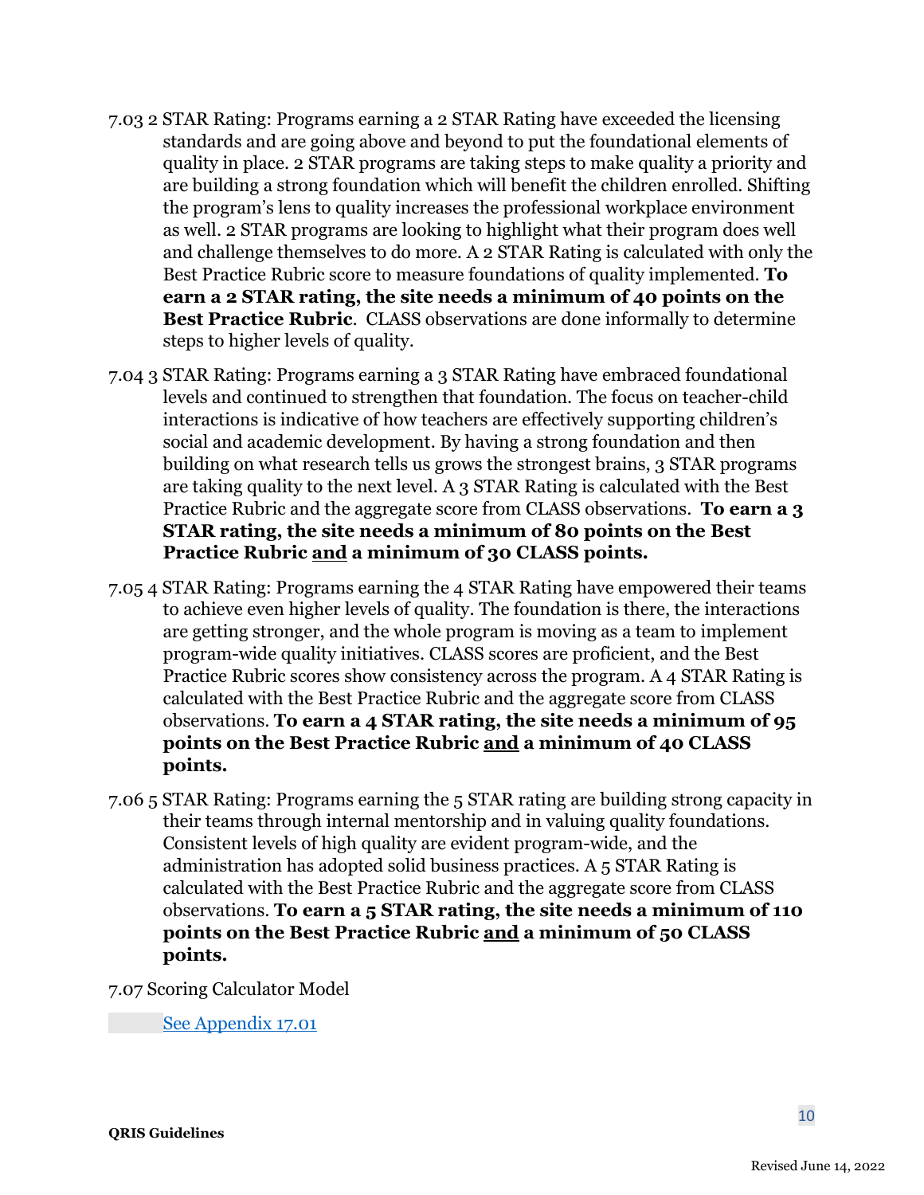7.03 2 STAR Rating: Programs earning a 2 STAR Rating have exceeded the licensing standards and are going above and beyond to put the foundational elements of quality in place. 2 STAR programs are taking steps to make quality a priority and are building a strong foundation which will benefit the children enrolled. Shifting the program's lens to quality increases the professional workplace environment as well. 2 STAR programs are looking to highlight what their program does well and challenge themselves to do more. A 2 STAR Rating is calculated with only the Best Practice Rubric score to measure foundations of quality implemented. **To earn a 2 STAR rating, the site needs a minimum of 40 points on the Best Practice Rubric**. CLASS observations are done informally to determine steps to higher levels of quality.

7.04 3 STAR Rating: Programs earning a 3 STAR Rating have embraced foundational levels and continued to strengthen that foundation. The focus on teacher-child interactions is indicative of how teachers are effectively supporting children's social and academic development. By having a strong foundation and then building on what research tells us grows the strongest brains, 3 STAR programs are taking quality to the next level. A 3 STAR Rating is calculated with the Best Practice Rubric and the aggregate score from CLASS observations. **To earn a 3 STAR rating, the site needs a minimum of 80 points on the Best Practice Rubric and a minimum of 30 CLASS points.**

7.05 4 STAR Rating: Programs earning the 4 STAR Rating have empowered their teams to achieve even higher levels of quality. The foundation is there, the interactions are getting stronger, and the whole program is moving as a team to implement program-wide quality initiatives. CLASS scores are proficient, and the Best Practice Rubric scores show consistency across the program. A 4 STAR Rating is calculated with the Best Practice Rubric and the aggregate score from CLASS observations. **To earn a 4 STAR rating, the site needs a minimum of 95 points on the Best Practice Rubric and a minimum of 40 CLASS points.**

7.06 5 STAR Rating: Programs earning the 5 STAR rating are building strong capacity in their teams through internal mentorship and in valuing quality foundations. Consistent levels of high quality are evident program-wide, and the administration has adopted solid business practices. A 5 STAR Rating is calculated with the Best Practice Rubric and the aggregate score from CLASS observations. **To earn a 5 STAR rating, the site needs a minimum of 110 points on the Best Practice Rubric and a minimum of 50 CLASS points.**

7.07 Scoring Calculator Model

See Appendix 17.01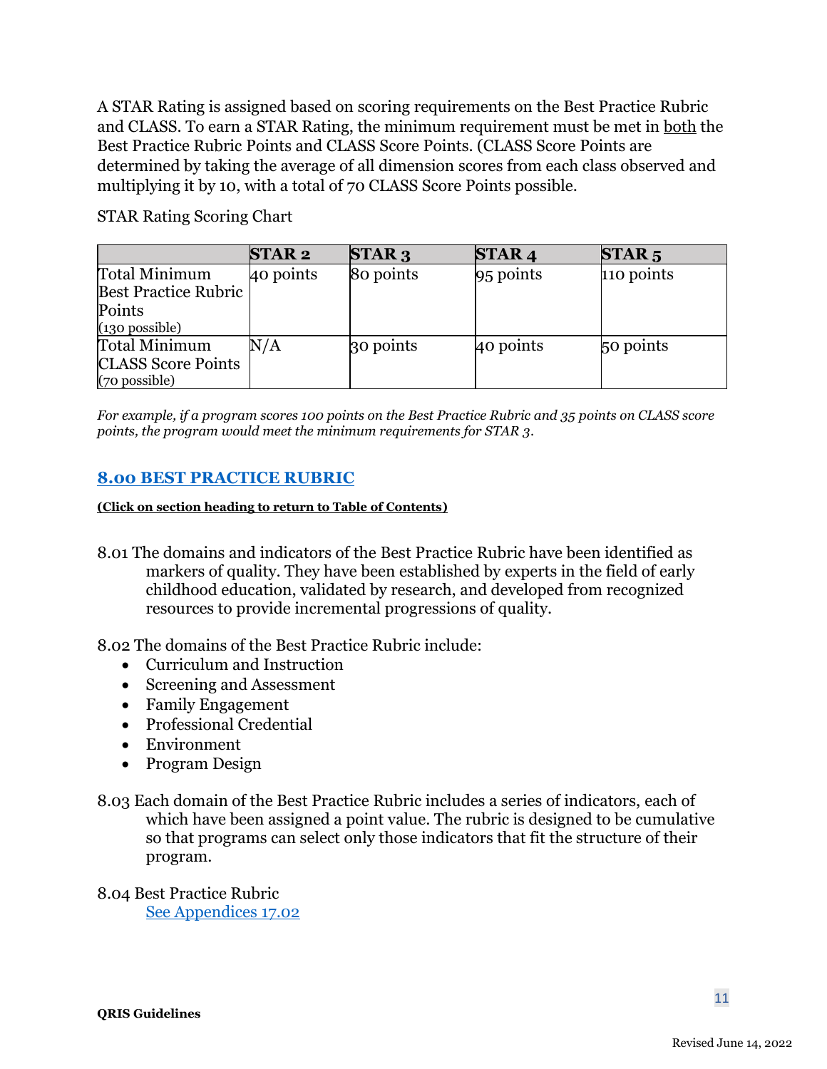A STAR Rating is assigned based on scoring requirements on the Best Practice Rubric and CLASS. To earn a STAR Rating, the minimum requirement must be met in both the Best Practice Rubric Points and CLASS Score Points. (CLASS Score Points are determined by taking the average of all dimension scores from each class observed and multiplying it by 10, with a total of 70 CLASS Score Points possible.

STAR Rating Scoring Chart

| | STAR 2 | STAR 3 | STAR 4 | STAR 5 |
|---|---|---|---|---|
| Total Minimum Best Practice Rubric Points (130 possible) | 40 points | 80 points | 95 points | 110 points |
| Total Minimum CLASS Score Points (70 possible) | N/A | 30 points | 40 points | 50 points |

*For example, if a program scores 100 points on the Best Practice Rubric and 35 points on CLASS score points, the program would meet the minimum requirements for STAR 3.*

## 8.00 BEST PRACTICE RUBRIC

**(Click on section heading to return to Table of Contents)**

8.01 The domains and indicators of the Best Practice Rubric have been identified as markers of quality. They have been established by experts in the field of early childhood education, validated by research, and developed from recognized resources to provide incremental progressions of quality.

8.02 The domains of the Best Practice Rubric include:

- Curriculum and Instruction
- Screening and Assessment
- Family Engagement
- Professional Credential
- Environment
- Program Design

8.03 Each domain of the Best Practice Rubric includes a series of indicators, each of which have been assigned a point value. The rubric is designed to be cumulative so that programs can select only those indicators that fit the structure of their program.

8.04 Best Practice Rubric

See Appendices 17.02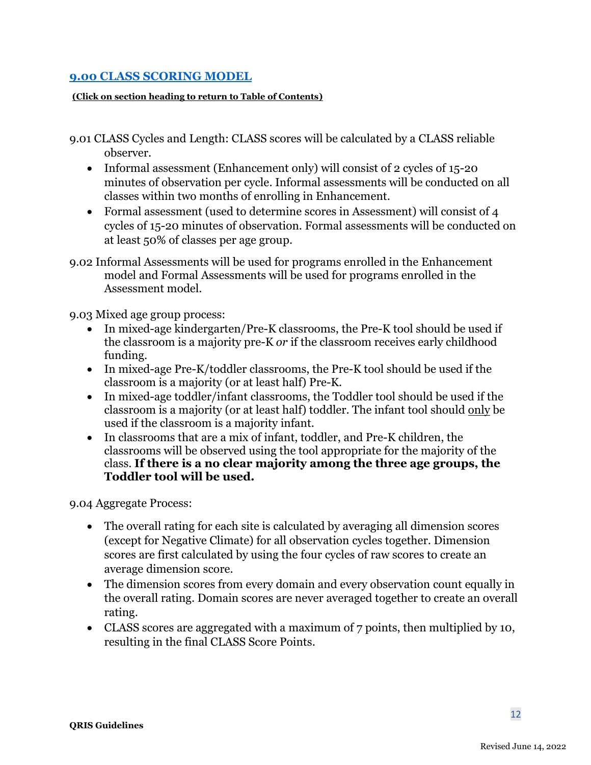## 9.00 CLASS SCORING MODEL

**(Click on section heading to return to Table of Contents)**

9.01 CLASS Cycles and Length: CLASS scores will be calculated by a CLASS reliable observer.

- Informal assessment (Enhancement only) will consist of 2 cycles of 15-20 minutes of observation per cycle. Informal assessments will be conducted on all classes within two months of enrolling in Enhancement.
- Formal assessment (used to determine scores in Assessment) will consist of 4 cycles of 15-20 minutes of observation. Formal assessments will be conducted on at least 50% of classes per age group.

9.02 Informal Assessments will be used for programs enrolled in the Enhancement model and Formal Assessments will be used for programs enrolled in the Assessment model.

9.03 Mixed age group process:

- In mixed-age kindergarten/Pre-K classrooms, the Pre-K tool should be used if the classroom is a majority pre-K *or* if the classroom receives early childhood funding.
- In mixed-age Pre-K/toddler classrooms, the Pre-K tool should be used if the classroom is a majority (or at least half) Pre-K.
- In mixed-age toddler/infant classrooms, the Toddler tool should be used if the classroom is a majority (or at least half) toddler. The infant tool should <u>only</u> be used if the classroom is a majority infant.
- In classrooms that are a mix of infant, toddler, and Pre-K children, the classrooms will be observed using the tool appropriate for the majority of the class. **If there is a no clear majority among the three age groups, the Toddler tool will be used.**

9.04 Aggregate Process:

- The overall rating for each site is calculated by averaging all dimension scores (except for Negative Climate) for all observation cycles together. Dimension scores are first calculated by using the four cycles of raw scores to create an average dimension score.
- The dimension scores from every domain and every observation count equally in the overall rating. Domain scores are never averaged together to create an overall rating.
- CLASS scores are aggregated with a maximum of 7 points, then multiplied by 10, resulting in the final CLASS Score Points.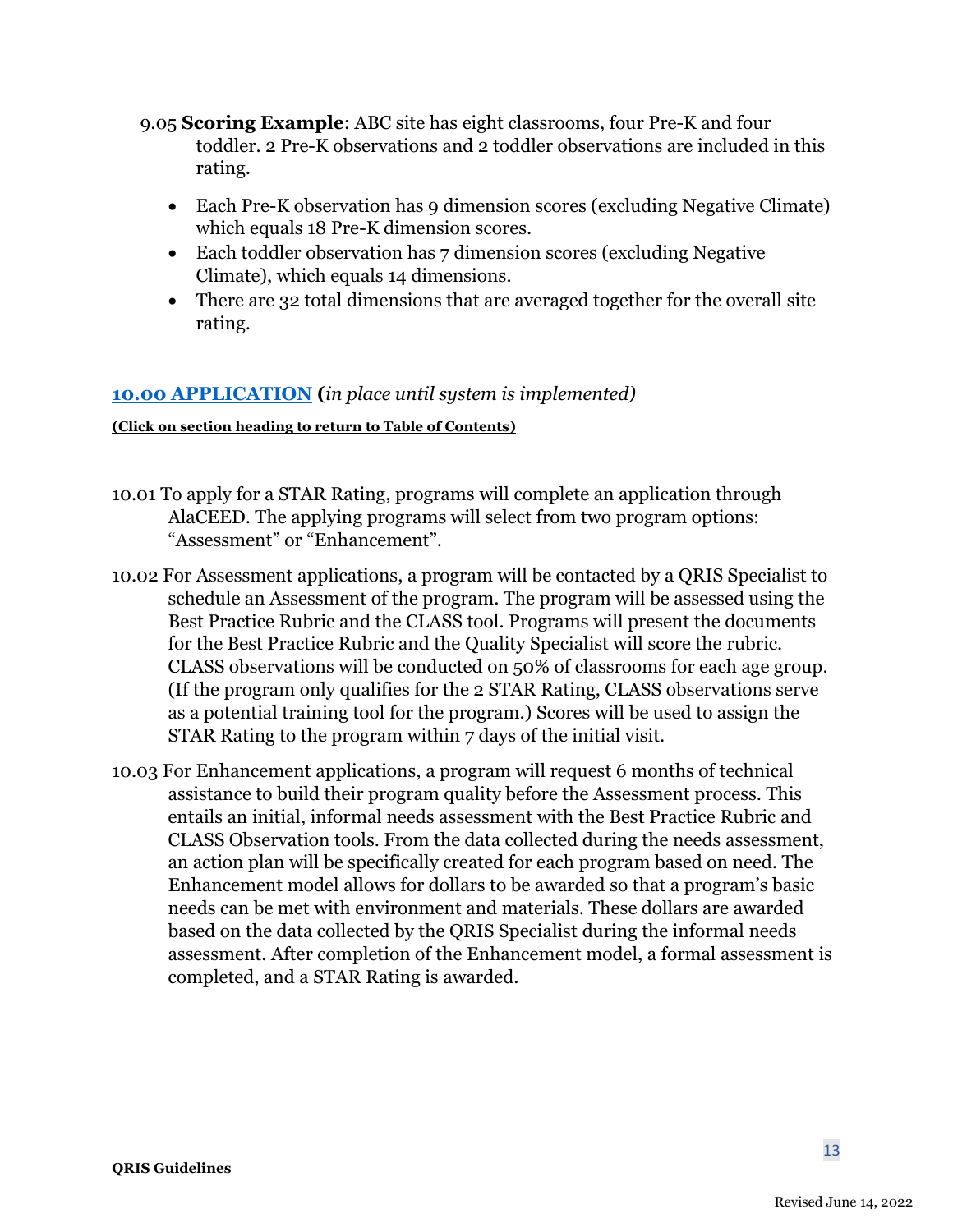9.05 **Scoring Example**: ABC site has eight classrooms, four Pre-K and four toddler. 2 Pre-K observations and 2 toddler observations are included in this rating.

- Each Pre-K observation has 9 dimension scores (excluding Negative Climate) which equals 18 Pre-K dimension scores.
- Each toddler observation has 7 dimension scores (excluding Negative Climate), which equals 14 dimensions.
- There are 32 total dimensions that are averaged together for the overall site rating.

## 10.00 APPLICATION (*in place until system is implemented)*

**(Click on section heading to return to Table of Contents)**

10.01 To apply for a STAR Rating, programs will complete an application through AlaCEED. The applying programs will select from two program options: "Assessment" or "Enhancement".

10.02 For Assessment applications, a program will be contacted by a QRIS Specialist to schedule an Assessment of the program. The program will be assessed using the Best Practice Rubric and the CLASS tool. Programs will present the documents for the Best Practice Rubric and the Quality Specialist will score the rubric. CLASS observations will be conducted on 50% of classrooms for each age group. (If the program only qualifies for the 2 STAR Rating, CLASS observations serve as a potential training tool for the program.) Scores will be used to assign the STAR Rating to the program within 7 days of the initial visit.

10.03 For Enhancement applications, a program will request 6 months of technical assistance to build their program quality before the Assessment process. This entails an initial, informal needs assessment with the Best Practice Rubric and CLASS Observation tools. From the data collected during the needs assessment, an action plan will be specifically created for each program based on need. The Enhancement model allows for dollars to be awarded so that a program's basic needs can be met with environment and materials. These dollars are awarded based on the data collected by the QRIS Specialist during the informal needs assessment. After completion of the Enhancement model, a formal assessment is completed, and a STAR Rating is awarded.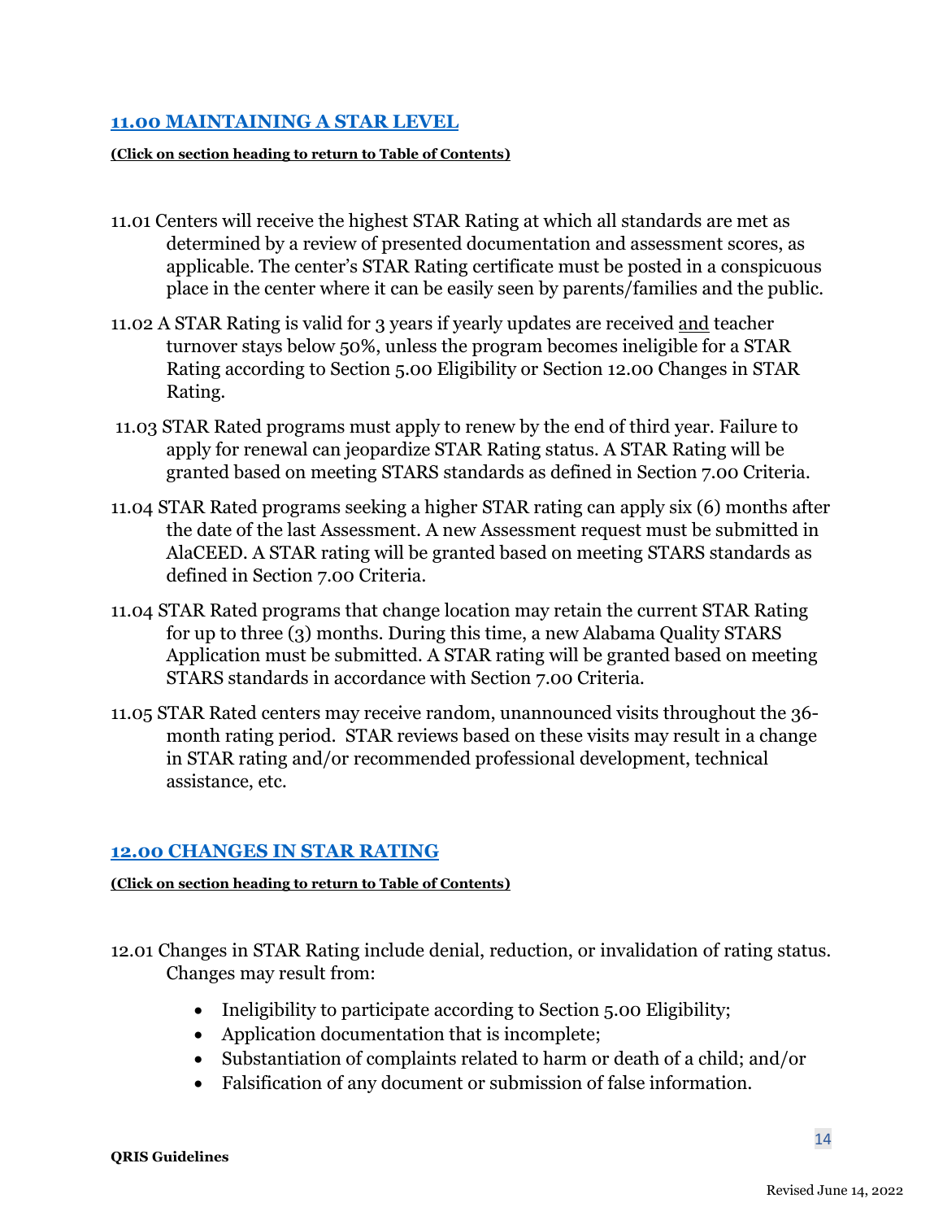## [11.00 MAINTAINING A STAR LEVEL](#)

**(Click on section heading to return to Table of Contents)**

11.01 Centers will receive the highest STAR Rating at which all standards are met as determined by a review of presented documentation and assessment scores, as applicable. The center's STAR Rating certificate must be posted in a conspicuous place in the center where it can be easily seen by parents/families and the public.

11.02 A STAR Rating is valid for 3 years if yearly updates are received and teacher turnover stays below 50%, unless the program becomes ineligible for a STAR Rating according to Section 5.00 Eligibility or Section 12.00 Changes in STAR Rating.

11.03 STAR Rated programs must apply to renew by the end of third year. Failure to apply for renewal can jeopardize STAR Rating status. A STAR Rating will be granted based on meeting STARS standards as defined in Section 7.00 Criteria.

11.04 STAR Rated programs seeking a higher STAR rating can apply six (6) months after the date of the last Assessment. A new Assessment request must be submitted in AlaCEED. A STAR rating will be granted based on meeting STARS standards as defined in Section 7.00 Criteria.

11.04 STAR Rated programs that change location may retain the current STAR Rating for up to three (3) months. During this time, a new Alabama Quality STARS Application must be submitted. A STAR rating will be granted based on meeting STARS standards in accordance with Section 7.00 Criteria.

11.05 STAR Rated centers may receive random, unannounced visits throughout the 36-month rating period. STAR reviews based on these visits may result in a change in STAR rating and/or recommended professional development, technical assistance, etc.

## [12.00 CHANGES IN STAR RATING](#)

**(Click on section heading to return to Table of Contents)**

12.01 Changes in STAR Rating include denial, reduction, or invalidation of rating status. Changes may result from:

- Ineligibility to participate according to Section 5.00 Eligibility;
- Application documentation that is incomplete;
- Substantiation of complaints related to harm or death of a child; and/or
- Falsification of any document or submission of false information.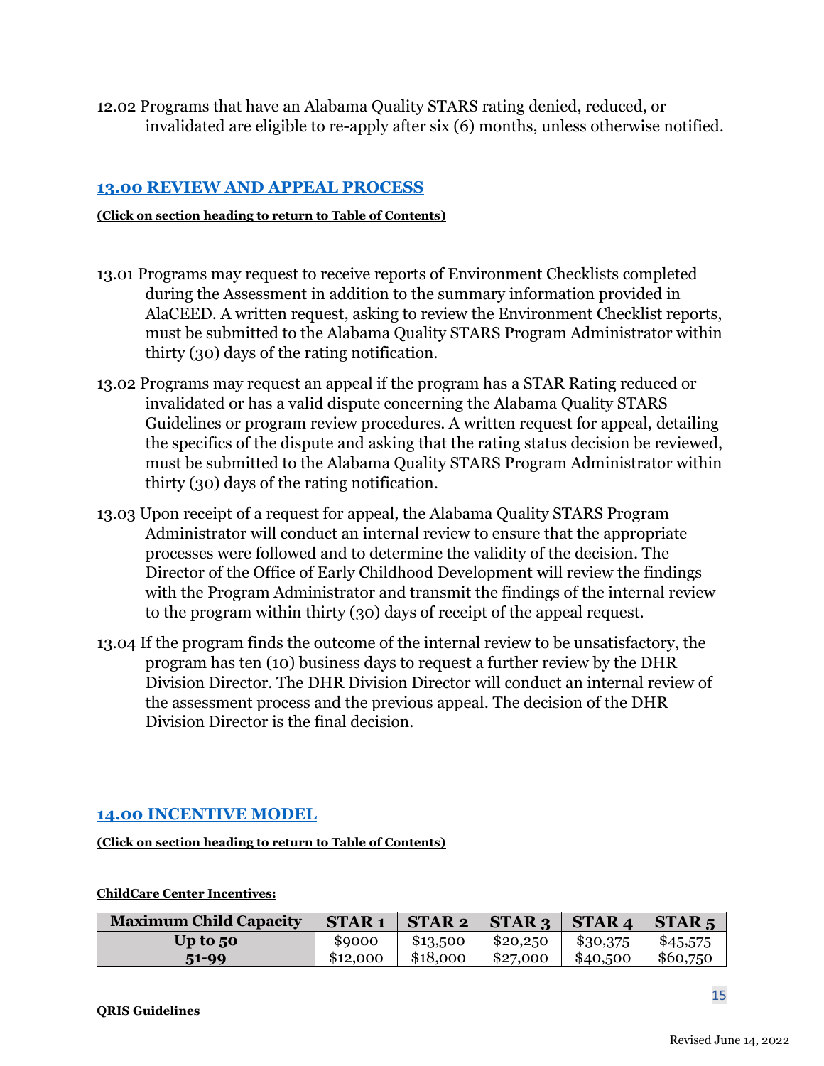12.02 Programs that have an Alabama Quality STARS rating denied, reduced, or invalidated are eligible to re-apply after six (6) months, unless otherwise notified.

## 13.00 REVIEW AND APPEAL PROCESS

**(Click on section heading to return to Table of Contents)**

13.01 Programs may request to receive reports of Environment Checklists completed during the Assessment in addition to the summary information provided in AlaCEED. A written request, asking to review the Environment Checklist reports, must be submitted to the Alabama Quality STARS Program Administrator within thirty (30) days of the rating notification.

13.02 Programs may request an appeal if the program has a STAR Rating reduced or invalidated or has a valid dispute concerning the Alabama Quality STARS Guidelines or program review procedures. A written request for appeal, detailing the specifics of the dispute and asking that the rating status decision be reviewed, must be submitted to the Alabama Quality STARS Program Administrator within thirty (30) days of the rating notification.

13.03 Upon receipt of a request for appeal, the Alabama Quality STARS Program Administrator will conduct an internal review to ensure that the appropriate processes were followed and to determine the validity of the decision. The Director of the Office of Early Childhood Development will review the findings with the Program Administrator and transmit the findings of the internal review to the program within thirty (30) days of receipt of the appeal request.

13.04 If the program finds the outcome of the internal review to be unsatisfactory, the program has ten (10) business days to request a further review by the DHR Division Director. The DHR Division Director will conduct an internal review of the assessment process and the previous appeal. The decision of the DHR Division Director is the final decision.

## 14.00 INCENTIVE MODEL

**(Click on section heading to return to Table of Contents)**

**ChildCare Center Incentives:**

| Maximum Child Capacity | STAR 1 | STAR 2 | STAR 3 | STAR 4 | STAR 5 |
|---|---|---|---|---|---|
| **Up to 50** | $9000 | $13,500 | $20,250 | $30,375 | $45,575 |
| **51-99** | $12,000 | $18,000 | $27,000 | $40,500 | $60,750 |

**QRIS Guidelines**

Revised June 14, 2022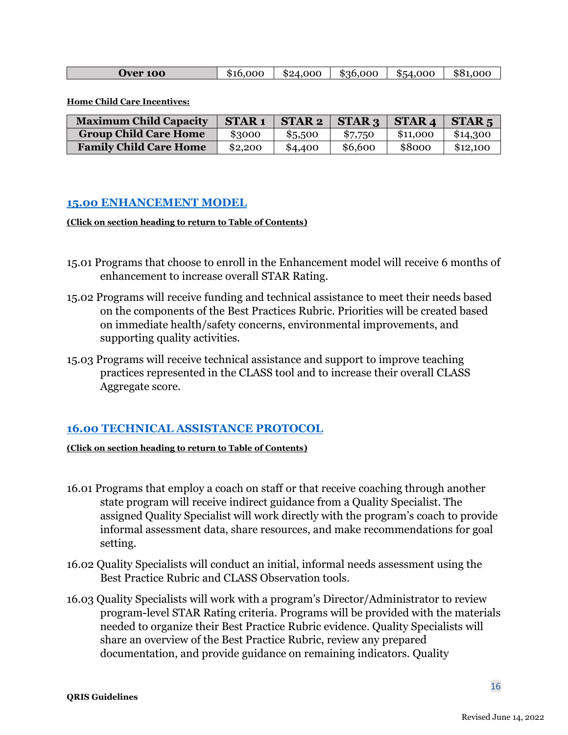| Over 100 | $16,000 | $24,000 | $36,000 | $54,000 | $81,000 |
|---|---|---|---|---|---|

**Home Child Care Incentives:**

| Maximum Child Capacity | STAR 1 | STAR 2 | STAR 3 | STAR 4 | STAR 5 |
|---|---|---|---|---|---|
| Group Child Care Home | $3000 | $5,500 | $7,750 | $11,000 | $14,300 |
| Family Child Care Home | $2,200 | $4,400 | $6,600 | $8000 | $12,100 |

## 15.00 ENHANCEMENT MODEL

**(Click on section heading to return to Table of Contents)**

15.01 Programs that choose to enroll in the Enhancement model will receive 6 months of enhancement to increase overall STAR Rating.

15.02 Programs will receive funding and technical assistance to meet their needs based on the components of the Best Practices Rubric. Priorities will be created based on immediate health/safety concerns, environmental improvements, and supporting quality activities.

15.03 Programs will receive technical assistance and support to improve teaching practices represented in the CLASS tool and to increase their overall CLASS Aggregate score.

## 16.00 TECHNICAL ASSISTANCE PROTOCOL

**(Click on section heading to return to Table of Contents)**

16.01 Programs that employ a coach on staff or that receive coaching through another state program will receive indirect guidance from a Quality Specialist. The assigned Quality Specialist will work directly with the program's coach to provide informal assessment data, share resources, and make recommendations for goal setting.

16.02 Quality Specialists will conduct an initial, informal needs assessment using the Best Practice Rubric and CLASS Observation tools.

16.03 Quality Specialists will work with a program's Director/Administrator to review program-level STAR Rating criteria. Programs will be provided with the materials needed to organize their Best Practice Rubric evidence. Quality Specialists will share an overview of the Best Practice Rubric, review any prepared documentation, and provide guidance on remaining indicators. Quality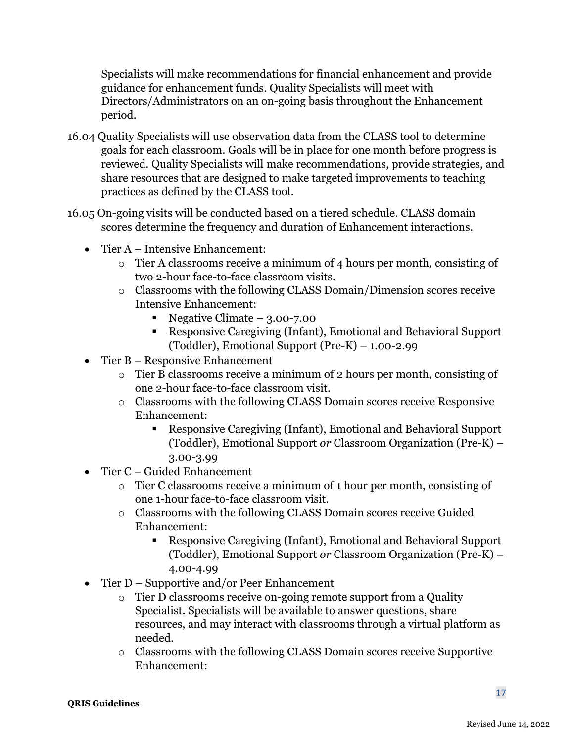Specialists will make recommendations for financial enhancement and provide guidance for enhancement funds. Quality Specialists will meet with Directors/Administrators on an on-going basis throughout the Enhancement period.

16.04 Quality Specialists will use observation data from the CLASS tool to determine goals for each classroom. Goals will be in place for one month before progress is reviewed. Quality Specialists will make recommendations, provide strategies, and share resources that are designed to make targeted improvements to teaching practices as defined by the CLASS tool.

16.05 On-going visits will be conducted based on a tiered schedule. CLASS domain scores determine the frequency and duration of Enhancement interactions.

- Tier A – Intensive Enhancement:
  - Tier A classrooms receive a minimum of 4 hours per month, consisting of two 2-hour face-to-face classroom visits.
  - Classrooms with the following CLASS Domain/Dimension scores receive Intensive Enhancement:
    - Negative Climate – 3.00-7.00
    - Responsive Caregiving (Infant), Emotional and Behavioral Support (Toddler), Emotional Support (Pre-K) – 1.00-2.99
- Tier B – Responsive Enhancement
  - Tier B classrooms receive a minimum of 2 hours per month, consisting of one 2-hour face-to-face classroom visit.
  - Classrooms with the following CLASS Domain scores receive Responsive Enhancement:
    - Responsive Caregiving (Infant), Emotional and Behavioral Support (Toddler), Emotional Support *or* Classroom Organization (Pre-K) – 3.00-3.99
- Tier C – Guided Enhancement
  - Tier C classrooms receive a minimum of 1 hour per month, consisting of one 1-hour face-to-face classroom visit.
  - Classrooms with the following CLASS Domain scores receive Guided Enhancement:
    - Responsive Caregiving (Infant), Emotional and Behavioral Support (Toddler), Emotional Support *or* Classroom Organization (Pre-K) – 4.00-4.99
- Tier D – Supportive and/or Peer Enhancement
  - Tier D classrooms receive on-going remote support from a Quality Specialist. Specialists will be available to answer questions, share resources, and may interact with classrooms through a virtual platform as needed.
  - Classrooms with the following CLASS Domain scores receive Supportive Enhancement: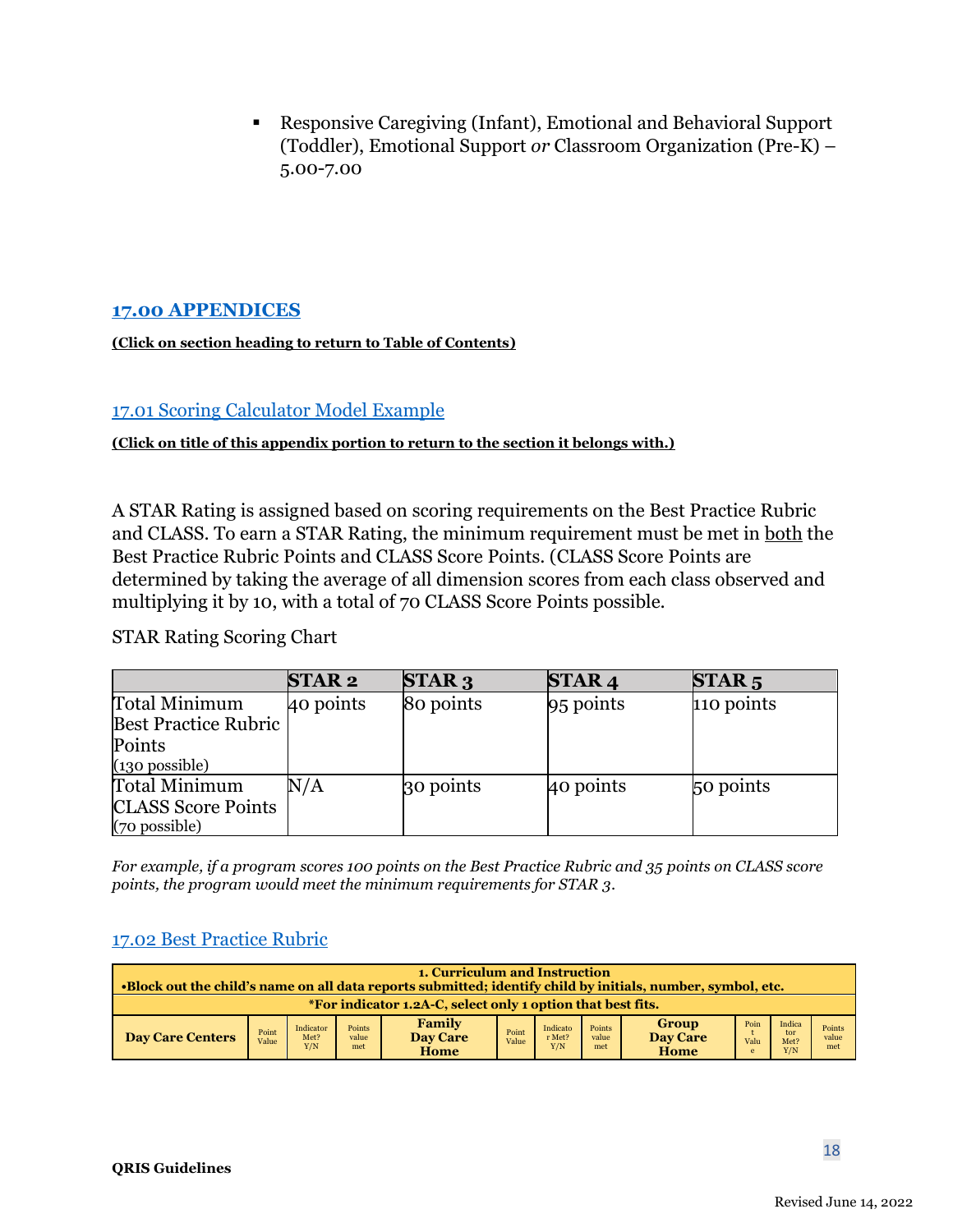- Responsive Caregiving (Infant), Emotional and Behavioral Support (Toddler), Emotional Support *or* Classroom Organization (Pre-K) – 5.00-7.00

## 17.00 APPENDICES

**(Click on section heading to return to Table of Contents)**

### 17.01 Scoring Calculator Model Example

**(Click on title of this appendix portion to return to the section it belongs with.)**

A STAR Rating is assigned based on scoring requirements on the Best Practice Rubric and CLASS. To earn a STAR Rating, the minimum requirement must be met in both the Best Practice Rubric Points and CLASS Score Points. (CLASS Score Points are determined by taking the average of all dimension scores from each class observed and multiplying it by 10, with a total of 70 CLASS Score Points possible.

STAR Rating Scoring Chart

| | STAR 2 | STAR 3 | STAR 4 | STAR 5 |
|---|---|---|---|---|
| Total Minimum Best Practice Rubric Points (130 possible) | 40 points | 80 points | 95 points | 110 points |
| Total Minimum CLASS Score Points (70 possible) | N/A | 30 points | 40 points | 50 points |

*For example, if a program scores 100 points on the Best Practice Rubric and 35 points on CLASS score points, the program would meet the minimum requirements for STAR 3.*

### 17.02 Best Practice Rubric

| **1. Curriculum and Instruction •Block out the child's name on all data reports submitted; identify child by initials, number, symbol, etc.** | | | | | | | | | | | |
|---|---|---|---|---|---|---|---|---|---|---|---|
| ***For indicator 1.2A-C, select only 1 option that best fits.** | | | | | | | | | | | |
| **Day Care Centers** | Point Value | Indicator Met? Y/N | Points value met | **Family Day Care Home** | Point Value | Indicator Met? Y/N | Points value met | **Group Day Care Home** | Point Value | Indicator Met? Y/N | Points value met |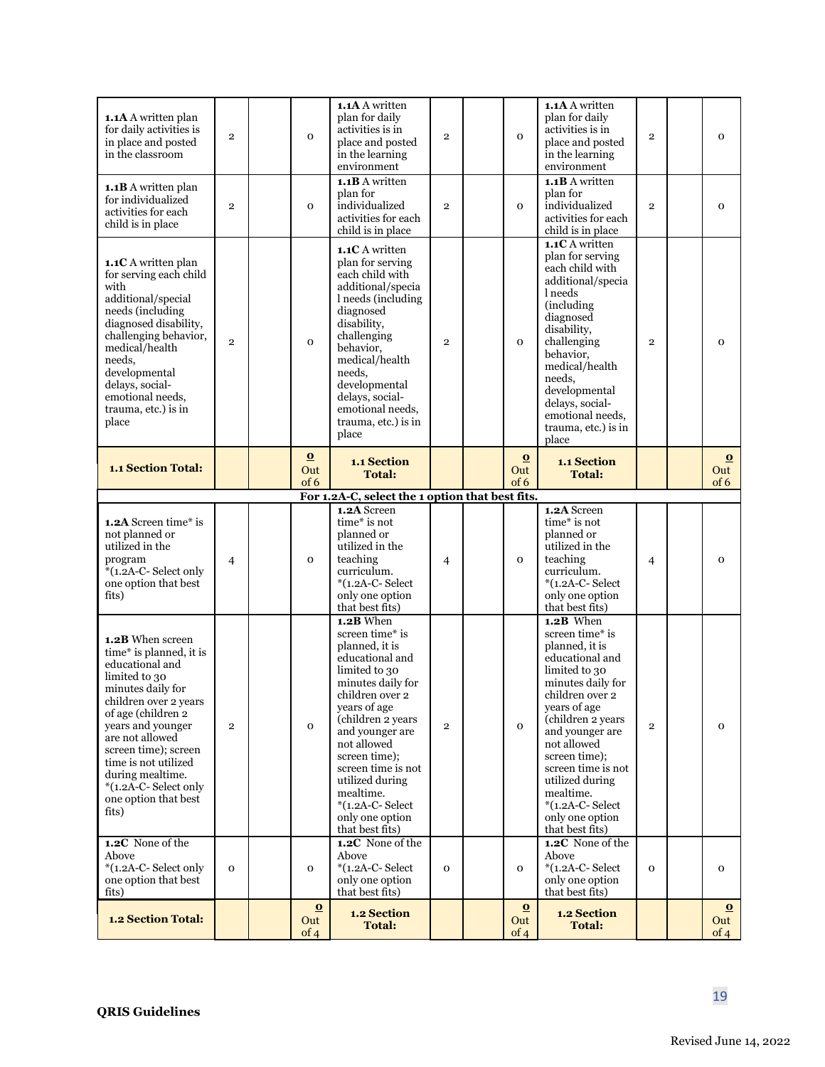| | | | | | | | | | | |
|---|---|---|---|---|---|---|---|---|---|---|
| **1.1A** A written plan for daily activities is in place and posted in the classroom | 2 | | 0 | **1.1A** A written plan for daily activities is in place and posted in the learning environment | 2 | | 0 | **1.1A** A written plan for daily activities is in place and posted in the learning environment | 2 | | 0 |
| **1.1B** A written plan for individualized activities for each child is in place | 2 | | 0 | **1.1B** A written plan for individualized activities for each child is in place | 2 | | 0 | **1.1B** A written plan for individualized activities for each child is in place | 2 | | 0 |
| **1.1C** A written plan for serving each child with additional/special needs (including diagnosed disability, challenging behavior, medical/health needs, developmental delays, social-emotional needs, trauma, etc.) is in place | 2 | | 0 | **1.1C** A written plan for serving each child with additional/special needs (including diagnosed disability, challenging behavior, medical/health needs, developmental delays, social-emotional needs, trauma, etc.) is in place | 2 | | 0 | **1.1C** A written plan for serving each child with additional/special needs (including diagnosed disability, challenging behavior, medical/health needs, developmental delays, social-emotional needs, trauma, etc.) is in place | 2 | | 0 |
| **1.1 Section Total:** | | | **0** Out of 6 | **1.1 Section Total:** | | | **0** Out of 6 | **1.1 Section Total:** | | | **0** Out of 6 |
| **For 1.2A-C, select the 1 option that best fits.** | | | | | | | | | | | |
| **1.2A** Screen time* is not planned or utilized in the program *(1.2A-C- Select only one option that best fits) | 4 | | 0 | **1.2A** Screen time* is not planned or utilized in the teaching curriculum. *(1.2A-C- Select only one option that best fits) | 4 | | 0 | **1.2A** Screen time* is not planned or utilized in the teaching curriculum. *(1.2A-C- Select only one option that best fits) | 4 | | 0 |
| **1.2B** When screen time* is planned, it is educational and limited to 30 minutes daily for children over 2 years of age (children 2 years and younger are not allowed screen time); screen time is not utilized during mealtime. *(1.2A-C- Select only one option that best fits) | 2 | | 0 | **1.2B** When screen time* is planned, it is educational and limited to 30 minutes daily for children over 2 years of age (children 2 years and younger are not allowed screen time); screen time is not utilized during mealtime. *(1.2A-C- Select only one option that best fits) | 2 | | 0 | **1.2B** When screen time* is planned, it is educational and limited to 30 minutes daily for children over 2 years of age (children 2 years and younger are not allowed screen time); screen time is not utilized during mealtime. *(1.2A-C- Select only one option that best fits) | 2 | | 0 |
| **1.2C** None of the Above *(1.2A-C- Select only one option that best fits) | 0 | | 0 | **1.2C** None of the Above *(1.2A-C- Select only one option that best fits) | 0 | | 0 | **1.2C** None of the Above *(1.2A-C- Select only one option that best fits) | 0 | | 0 |
| **1.2 Section Total:** | | | **0** Out of 4 | **1.2 Section Total:** | | | **0** Out of 4 | **1.2 Section Total:** | | | **0** Out of 4 |

**QRIS Guidelines**

Revised June 14, 2022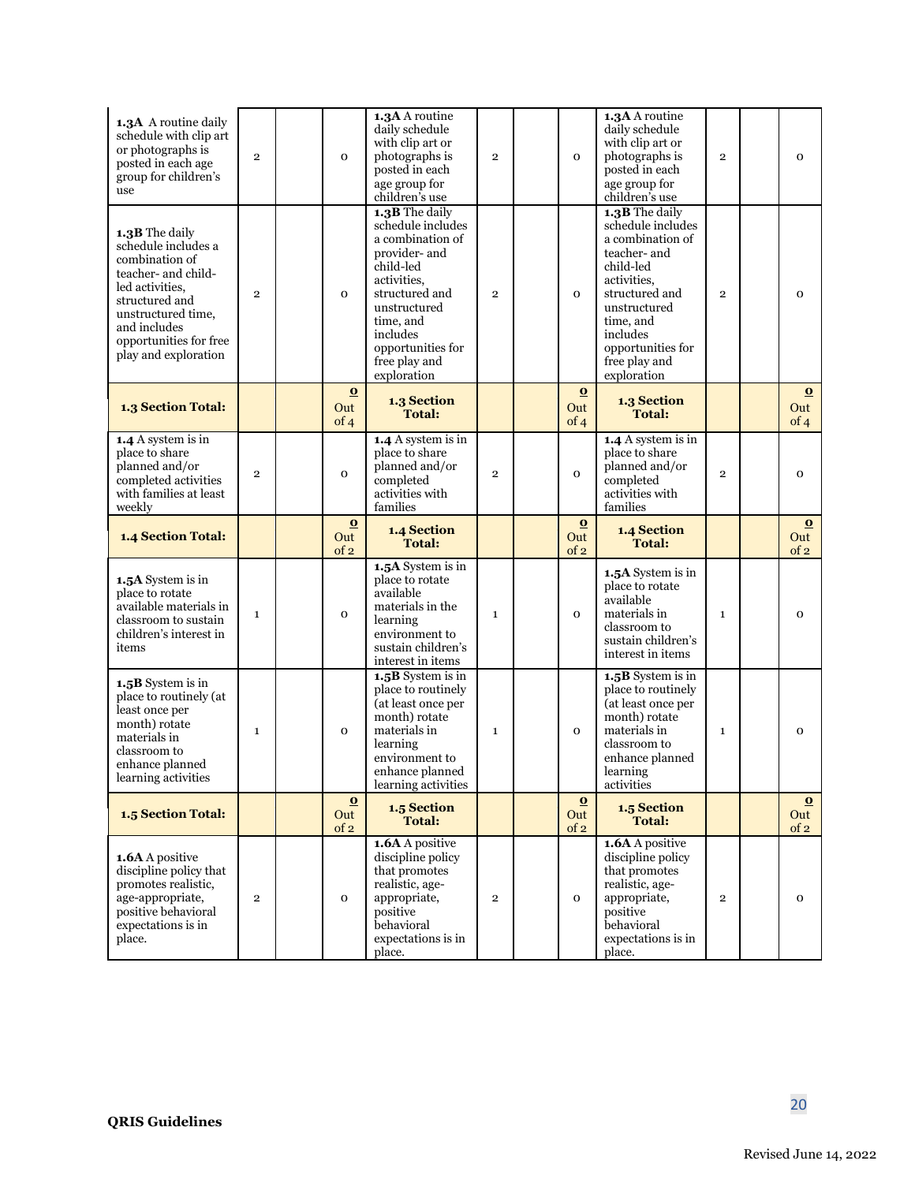| | | | | | | | | | | | |
|---|---|---|---|---|---|---|---|---|---|---|---|
| **1.3A** A routine daily schedule with clip art or photographs is posted in each age group for children's use | 2 | | 0 | **1.3A** A routine daily schedule with clip art or photographs is posted in each age group for children's use | 2 | | 0 | **1.3A** A routine daily schedule with clip art or photographs is posted in each age group for children's use | 2 | | 0 |
| **1.3B** The daily schedule includes a combination of teacher- and child-led activities, structured and unstructured time, and includes opportunities for free play and exploration | 2 | | 0 | **1.3B** The daily schedule includes a combination of provider- and child-led activities, structured and unstructured time, and includes opportunities for free play and exploration | 2 | | 0 | **1.3B** The daily schedule includes a combination of teacher- and child-led activities, structured and unstructured time, and includes opportunities for free play and exploration | 2 | | 0 |
| **1.3 Section Total:** | | | **0** Out of 4 | **1.3 Section Total:** | | | **0** Out of 4 | **1.3 Section Total:** | | | **0** Out of 4 |
| **1.4** A system is in place to share planned and/or completed activities with families at least weekly | 2 | | 0 | **1.4** A system is in place to share planned and/or completed activities with families | 2 | | 0 | **1.4** A system is in place to share planned and/or completed activities with families | 2 | | 0 |
| **1.4 Section Total:** | | | **0** Out of 2 | **1.4 Section Total:** | | | **0** Out of 2 | **1.4 Section Total:** | | | **0** Out of 2 |
| **1.5A** System is in place to rotate available materials in classroom to sustain children's interest in items | 1 | | 0 | **1.5A** System is in place to rotate available materials in the learning environment to sustain children's interest in items | 1 | | 0 | **1.5A** System is in place to rotate available materials in classroom to sustain children's interest in items | 1 | | 0 |
| **1.5B** System is in place to routinely (at least once per month) rotate materials in classroom to enhance planned learning activities | 1 | | 0 | **1.5B** System is in place to routinely (at least once per month) rotate materials in learning environment to enhance planned learning activities | 1 | | 0 | **1.5B** System is in place to routinely (at least once per month) rotate materials in classroom to enhance planned learning activities | 1 | | 0 |
| **1.5 Section Total:** | | | **0** Out of 2 | **1.5 Section Total:** | | | **0** Out of 2 | **1.5 Section Total:** | | | **0** Out of 2 |
| **1.6A** A positive discipline policy that promotes realistic, age-appropriate, positive behavioral expectations is in place. | 2 | | 0 | **1.6A** A positive discipline policy that promotes realistic, age-appropriate, positive behavioral expectations is in place. | 2 | | 0 | **1.6A** A positive discipline policy that promotes realistic, age-appropriate, positive behavioral expectations is in place. | 2 | | 0 |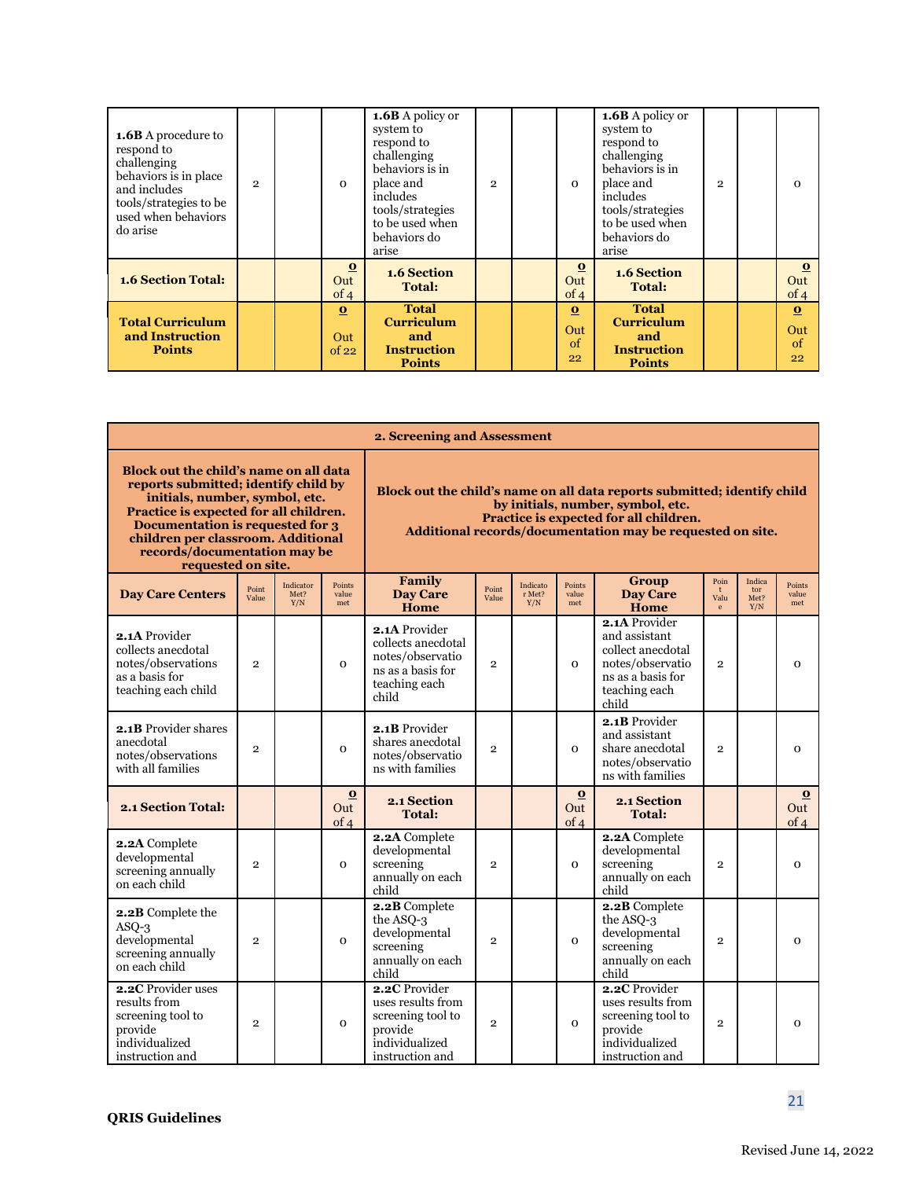| 1.6B A procedure to respond to challenging behaviors is in place and includes tools/strategies to be used when behaviors do arise | 2 | | 0 | 1.6B A policy or system to respond to challenging behaviors is in place and includes tools/strategies to be used when behaviors do arise | 2 | | 0 | 1.6B A policy or system to respond to challenging behaviors is in place and includes tools/strategies to be used when behaviors do arise | 2 | | 0 |
|---|---|---|---|---|---|---|---|---|---|---|---|
| **1.6 Section Total:** | | | **0** Out of 4 | **1.6 Section Total:** | | | **0** Out of 4 | **1.6 Section Total:** | | | **0** Out of 4 |
| **Total Curriculum and Instruction Points** | | | **0** Out of 22 | **Total Curriculum and Instruction Points** | | | **0** Out of 22 | **Total Curriculum and Instruction Points** | | | **0** Out of 22 |

| **2. Screening and Assessment** | | | | | | | | | | | |
|---|---|---|---|---|---|---|---|---|---|---|---|
| **Block out the child's name on all data reports submitted; identify child by initials, number, symbol, etc. Practice is expected for all children. Documentation is requested for 3 children per classroom. Additional records/documentation may be requested on site.** | | | | **Block out the child's name on all data reports submitted; identify child by initials, number, symbol, etc. Practice is expected for all children. Additional records/documentation may be requested on site.** | | | | | | | |
| **Day Care Centers** | Point Value | Indicator Met? Y/N | Points value met | **Family Day Care Home** | Point Value | Indicator Met? Y/N | Points value met | **Group Day Care Home** | Point Value | Indicator Met? Y/N | Points value met |
| **2.1A** Provider collects anecdotal notes/observations as a basis for teaching each child | 2 | | 0 | **2.1A** Provider collects anecdotal notes/observations as a basis for teaching each child | 2 | | 0 | **2.1A** Provider and assistant collect anecdotal notes/observations as a basis for teaching each child | 2 | | 0 |
| **2.1B** Provider shares anecdotal notes/observations with all families | 2 | | 0 | **2.1B** Provider shares anecdotal notes/observations with families | 2 | | 0 | **2.1B** Provider and assistant share anecdotal notes/observations with families | 2 | | 0 |
| **2.1 Section Total:** | | | **0** Out of 4 | **2.1 Section Total:** | | | **0** Out of 4 | **2.1 Section Total:** | | | **0** Out of 4 |
| **2.2A** Complete developmental screening annually on each child | 2 | | 0 | **2.2A** Complete developmental screening annually on each child | 2 | | 0 | **2.2A** Complete developmental screening annually on each child | 2 | | 0 |
| **2.2B** Complete the ASQ-3 developmental screening annually on each child | 2 | | 0 | **2.2B** Complete the ASQ-3 developmental screening annually on each child | 2 | | 0 | **2.2B** Complete the ASQ-3 developmental screening annually on each child | 2 | | 0 |
| **2.2C** Provider uses results from screening tool to provide individualized instruction and | 2 | | 0 | **2.2C** Provider uses results from screening tool to provide individualized instruction and | 2 | | 0 | **2.2C** Provider uses results from screening tool to provide individualized instruction and | 2 | | 0 |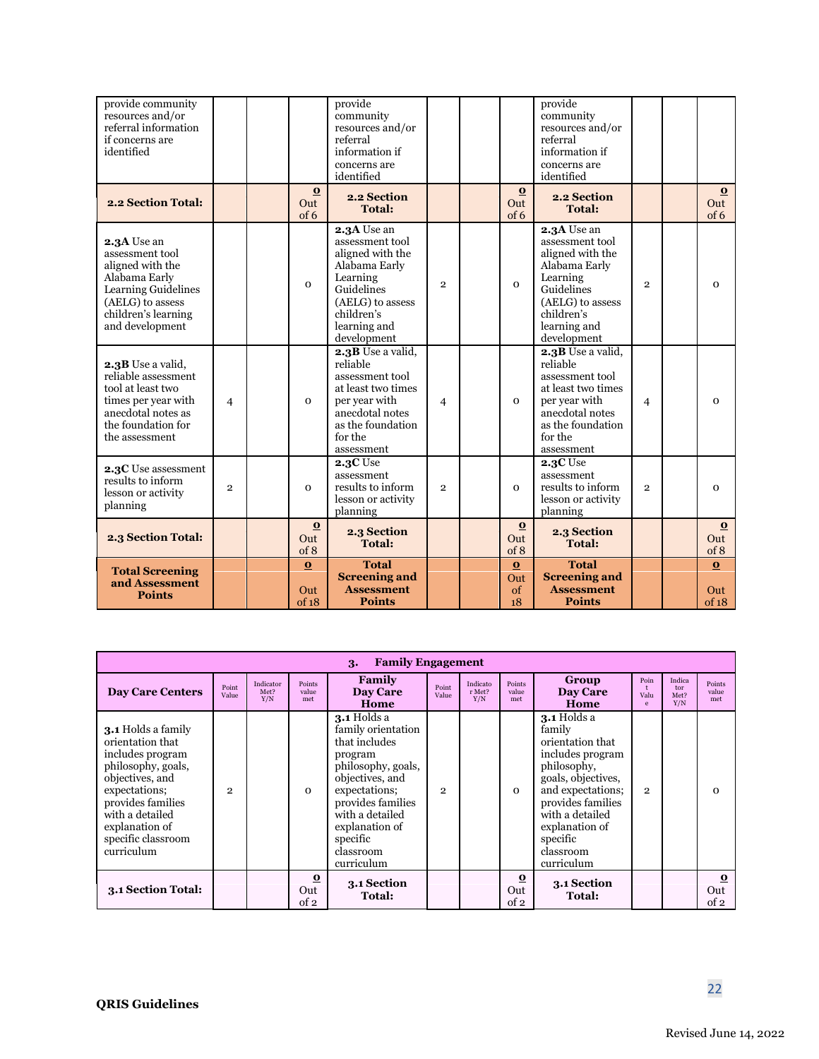| | | | | | | | | | | | |
|---|---|---|---|---|---|---|---|---|---|---|---|
| provide community resources and/or referral information if concerns are identified | | | | provide community resources and/or referral information if concerns are identified | | | | provide community resources and/or referral information if concerns are identified | | | |
| **2.2 Section Total:** | | | **0** Out of 6 | **2.2 Section Total:** | | | **0** Out of 6 | **2.2 Section Total:** | | | **0** Out of 6 |
| **2.3A** Use an assessment tool aligned with the Alabama Early Learning Guidelines (AELG) to assess children's learning and development | | | 0 | **2.3A** Use an assessment tool aligned with the Alabama Early Learning Guidelines (AELG) to assess children's learning and development | 2 | | 0 | **2.3A** Use an assessment tool aligned with the Alabama Early Learning Guidelines (AELG) to assess children's learning and development | 2 | | 0 |
| **2.3B** Use a valid, reliable assessment tool at least two times per year with anecdotal notes as the foundation for the assessment | 4 | | 0 | **2.3B** Use a valid, reliable assessment tool at least two times per year with anecdotal notes as the foundation for the assessment | 4 | | 0 | **2.3B** Use a valid, reliable assessment tool at least two times per year with anecdotal notes as the foundation for the assessment | 4 | | 0 |
| **2.3C** Use assessment results to inform lesson or activity planning | 2 | | 0 | **2.3C** Use assessment results to inform lesson or activity planning | 2 | | 0 | **2.3C** Use assessment results to inform lesson or activity planning | 2 | | 0 |
| **2.3 Section Total:** | | | **0** Out of 8 | **2.3 Section Total:** | | | **0** Out of 8 | **2.3 Section Total:** | | | **0** Out of 8 |
| **Total Screening and Assessment Points** | | | **0** Out of 18 | **Total Screening and Assessment Points** | | | **0** Out of 18 | **Total Screening and Assessment Points** | | | **0** Out of 18 |

| **3. Family Engagement** | | | | | | | | | | | |
|---|---|---|---|---|---|---|---|---|---|---|---|
| **Day Care Centers** | Point Value | Indicator Met? Y/N | Points value met | **Family Day Care Home** | Point Value | Indicator Met? Y/N | Points value met | **Group Day Care Home** | Point Value | Indicator Met? Y/N | Points value met |
| **3.1** Holds a family orientation that includes program philosophy, goals, objectives, and expectations; provides families with a detailed explanation of specific classroom curriculum | 2 | | 0 | **3.1** Holds a family orientation that includes program philosophy, goals, objectives, and expectations; provides families with a detailed explanation of specific classroom curriculum | 2 | | 0 | **3.1** Holds a family orientation that includes program philosophy, goals, objectives, and expectations; provides families with a detailed explanation of specific classroom curriculum | 2 | | 0 |
| **3.1 Section Total:** | | | **0** Out of 2 | **3.1 Section Total:** | | | **0** Out of 2 | **3.1 Section Total:** | | | **0** Out of 2 |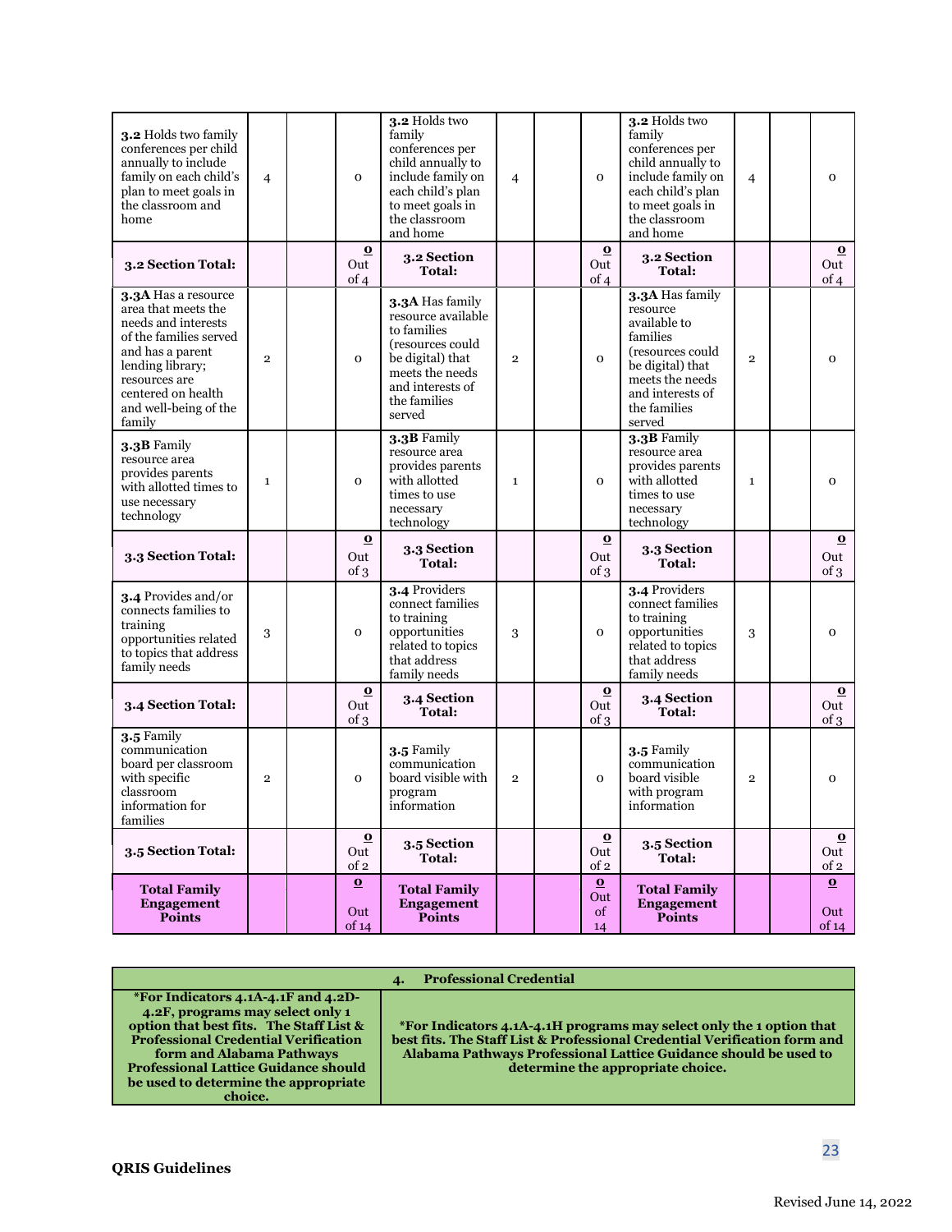| | | | | | | | | | | | |
|---|---|---|---|---|---|---|---|---|---|---|---|
| **3.2** Holds two family conferences per child annually to include family on each child's plan to meet goals in the classroom and home | 4 | | 0 | **3.2** Holds two family conferences per child annually to include family on each child's plan to meet goals in the classroom and home | 4 | | 0 | **3.2** Holds two family conferences per child annually to include family on each child's plan to meet goals in the classroom and home | 4 | | 0 |
| **3.2 Section Total:** | | | **0** Out of 4 | **3.2 Section Total:** | | | **0** Out of 4 | **3.2 Section Total:** | | | **0** Out of 4 |
| **3.3A** Has a resource area that meets the needs and interests of the families served and has a parent lending library; resources are centered on health and well-being of the family | 2 | | 0 | **3.3A** Has family resource available to families (resources could be digital) that meets the needs and interests of the families served | 2 | | 0 | **3.3A** Has family resource available to families (resources could be digital) that meets the needs and interests of the families served | 2 | | 0 |
| **3.3B** Family resource area provides parents with allotted times to use necessary technology | 1 | | 0 | **3.3B** Family resource area provides parents with allotted times to use necessary technology | 1 | | 0 | **3.3B** Family resource area provides parents with allotted times to use necessary technology | 1 | | 0 |
| **3.3 Section Total:** | | | **0** Out of 3 | **3.3 Section Total:** | | | **0** Out of 3 | **3.3 Section Total:** | | | **0** Out of 3 |
| **3.4** Provides and/or connects families to training opportunities related to topics that address family needs | 3 | | 0 | **3.4** Providers connect families to training opportunities related to topics that address family needs | 3 | | 0 | **3.4** Providers connect families to training opportunities related to topics that address family needs | 3 | | 0 |
| **3.4 Section Total:** | | | **0** Out of 3 | **3.4 Section Total:** | | | **0** Out of 3 | **3.4 Section Total:** | | | **0** Out of 3 |
| **3.5** Family communication board per classroom with specific classroom information for families | 2 | | 0 | **3.5** Family communication board visible with program information | 2 | | 0 | **3.5** Family communication board visible with program information | 2 | | 0 |
| **3.5 Section Total:** | | | **0** Out of 2 | **3.5 Section Total:** | | | **0** Out of 2 | **3.5 Section Total:** | | | **0** Out of 2 |
| **Total Family Engagement Points** | | | **0** Out of 14 | **Total Family Engagement Points** | | | **0** Out of 14 | **Total Family Engagement Points** | | | **0** Out of 14 |

| **4. Professional Credential** | |
|---|---|
| ***For Indicators 4.1A-4.1F and 4.2D-4.2F, programs may select only 1 option that best fits. The Staff List & Professional Credential Verification form and Alabama Pathways Professional Lattice Guidance should be used to determine the appropriate choice.** | ***For Indicators 4.1A-4.1H programs may select only the 1 option that best fits. The Staff List & Professional Credential Verification form and Alabama Pathways Professional Lattice Guidance should be used to determine the appropriate choice.** |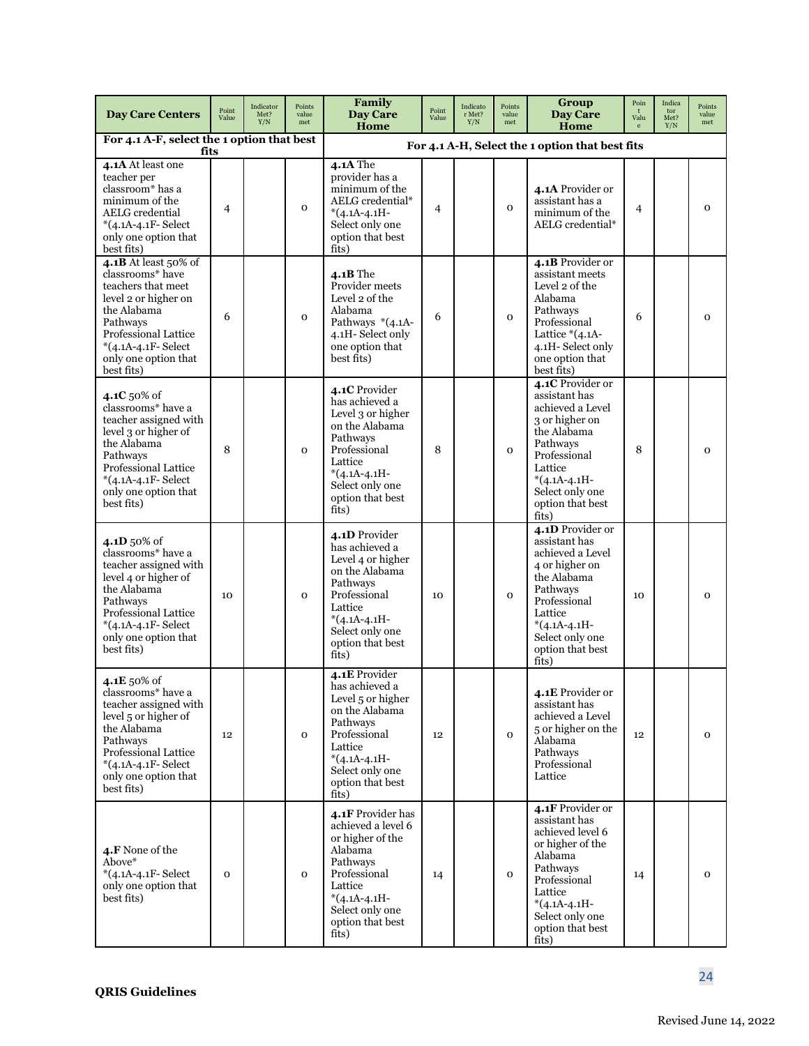| Day Care Centers | Point Value | Indicator Met? Y/N | Points value met | Family Day Care Home | Point Value | Indicator Met? Y/N | Points value met | Group Day Care Home | Point Value | Indicator Met? Y/N | Points value met |
|---|---|---|---|---|---|---|---|---|---|---|---|
| **For 4.1 A-F, select the 1 option that best fits** | | | | **For 4.1 A-H, Select the 1 option that best fits** | | | | | | | |
| **4.1A** At least one teacher per classroom* has a minimum of the AELG credential *(4.1A-4.1F- Select only one option that best fits) | 4 | | 0 | **4.1A** The provider has a minimum of the AELG credential* *(4.1A-4.1H- Select only one option that best fits) | 4 | | 0 | **4.1A** Provider or assistant has a minimum of the AELG credential* | 4 | | 0 |
| **4.1B** At least 50% of classrooms* have teachers that meet level 2 or higher on the Alabama Pathways Professional Lattice *(4.1A-4.1F- Select only one option that best fits) | 6 | | 0 | **4.1B** The Provider meets Level 2 of the Alabama Pathways *(4.1A-4.1H- Select only one option that best fits) | 6 | | 0 | **4.1B** Provider or assistant meets Level 2 of the Alabama Pathways Professional Lattice *(4.1A-4.1H- Select only one option that best fits) | 6 | | 0 |
| **4.1C** 50% of classrooms* have a teacher assigned with level 3 or higher of the Alabama Pathways Professional Lattice *(4.1A-4.1F- Select only one option that best fits) | 8 | | 0 | **4.1C** Provider has achieved a Level 3 or higher on the Alabama Pathways Professional Lattice *(4.1A-4.1H- Select only one option that best fits) | 8 | | 0 | **4.1C** Provider or assistant has achieved a Level 3 or higher on the Alabama Pathways Professional Lattice *(4.1A-4.1H- Select only one option that best fits) | 8 | | 0 |
| **4.1D** 50% of classrooms* have a teacher assigned with level 4 or higher of the Alabama Pathways Professional Lattice *(4.1A-4.1F- Select only one option that best fits) | 10 | | 0 | **4.1D** Provider has achieved a Level 4 or higher on the Alabama Pathways Professional Lattice *(4.1A-4.1H- Select only one option that best fits) | 10 | | 0 | **4.1D** Provider or assistant has achieved a Level 4 or higher on the Alabama Pathways Professional Lattice *(4.1A-4.1H- Select only one option that best fits) | 10 | | 0 |
| **4.1E** 50% of classrooms* have a teacher assigned with level 5 or higher of the Alabama Pathways Professional Lattice *(4.1A-4.1F- Select only one option that best fits) | 12 | | 0 | **4.1E** Provider has achieved a Level 5 or higher on the Alabama Pathways Professional Lattice *(4.1A-4.1H- Select only one option that best fits) | 12 | | 0 | **4.1E** Provider or assistant has achieved a Level 5 or higher on the Alabama Pathways Professional Lattice | 12 | | 0 |
| **4.F** None of the Above* *(4.1A-4.1F- Select only one option that best fits) | 0 | | 0 | **4.1F** Provider has achieved a level 6 or higher of the Alabama Pathways Professional Lattice *(4.1A-4.1H- Select only one option that best fits) | 14 | | 0 | **4.1F** Provider or assistant has achieved level 6 or higher of the Alabama Pathways Professional Lattice *(4.1A-4.1H- Select only one option that best fits) | 14 | | 0 |

**QRIS Guidelines**

Revised June 14, 2022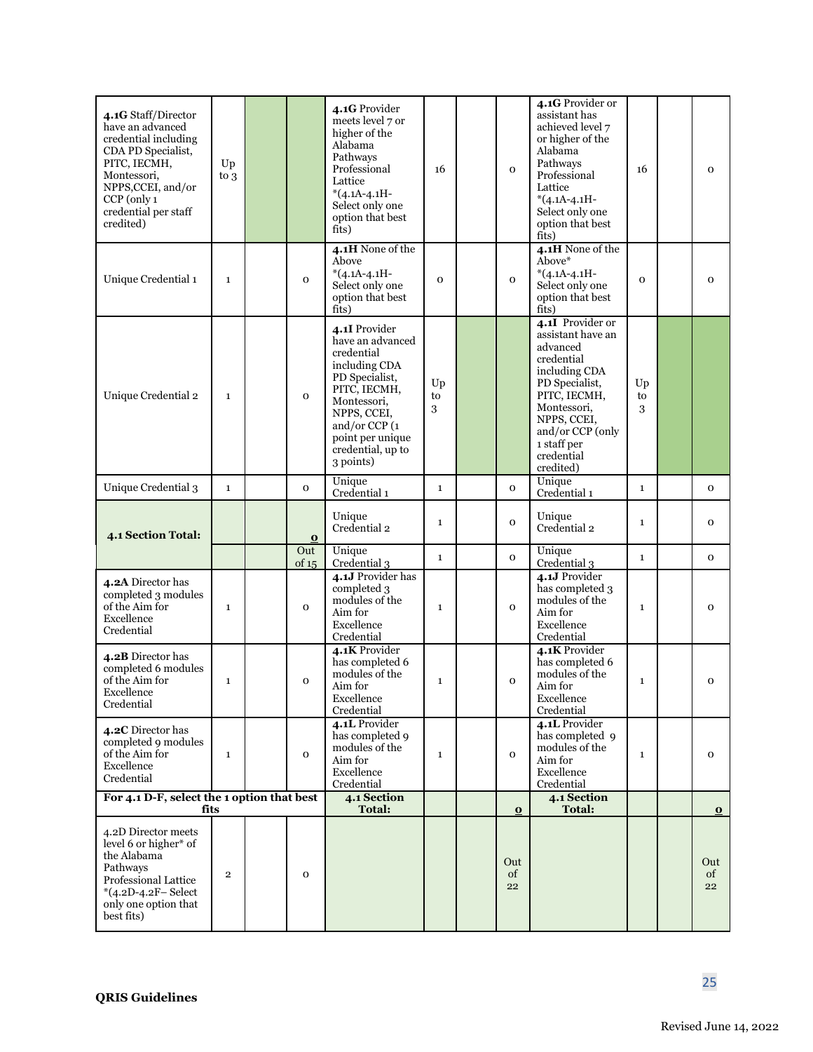| | | | | | | | | | | | |
|---|---|---|---|---|---|---|---|---|---|---|---|
| **4.1G** Staff/Director have an advanced credential including CDA PD Specialist, PITC, IECMH, Montessori, NPPS,CCEI, and/or CCP (only 1 credential per staff credited) | Up to 3 | | | **4.1G** Provider meets level 7 or higher of the Alabama Pathways Professional Lattice *(4.1A-4.1H- Select only one option that best fits) | 16 | | 0 | **4.1G** Provider or assistant has achieved level 7 or higher of the Alabama Pathways Professional Lattice *(4.1A-4.1H- Select only one option that best fits) | 16 | | 0 |
| Unique Credential 1 | 1 | | 0 | **4.1H** None of the Above *(4.1A-4.1H- Select only one option that best fits) | 0 | | 0 | **4.1H** None of the Above* *(4.1A-4.1H- Select only one option that best fits) | 0 | | 0 |
| Unique Credential 2 | 1 | | 0 | **4.1I** Provider have an advanced credential including CDA PD Specialist, PITC, IECMH, Montessori, NPPS, CCEI, and/or CCP (1 point per unique credential, up to 3 points) | Up to 3 | | | **4.1I** Provider or assistant have an advanced credential including CDA PD Specialist, PITC, IECMH, Montessori, NPPS, CCEI, and/or CCP (only 1 staff per credential credited) | Up to 3 | | |
| Unique Credential 3 | 1 | | 0 | Unique Credential 1 | 1 | | 0 | Unique Credential 1 | 1 | | 0 |
| **4.1 Section Total:** | | | **0** | Unique Credential 2 | 1 | | 0 | Unique Credential 2 | 1 | | 0 |
| | | | Out of 15 | Unique Credential 3 | 1 | | 0 | Unique Credential 3 | 1 | | 0 |
| **4.2A** Director has completed 3 modules of the Aim for Excellence Credential | 1 | | 0 | **4.1J** Provider has completed 3 modules of the Aim for Excellence Credential | 1 | | 0 | **4.1J** Provider has completed 3 modules of the Aim for Excellence Credential | 1 | | 0 |
| **4.2B** Director has completed 6 modules of the Aim for Excellence Credential | 1 | | 0 | **4.1K** Provider has completed 6 modules of the Aim for Excellence Credential | 1 | | 0 | **4.1K** Provider has completed 6 modules of the Aim for Excellence Credential | 1 | | 0 |
| **4.2C** Director has completed 9 modules of the Aim for Excellence Credential | 1 | | 0 | **4.1L** Provider has completed 9 modules of the Aim for Excellence Credential | 1 | | 0 | **4.1L** Provider has completed 9 modules of the Aim for Excellence Credential | 1 | | 0 |
| **For 4.1 D-F, select the 1 option that best fits** | | | | **4.1 Section Total:** | | | **0** | **4.1 Section Total:** | | | **0** |
| 4.2D Director meets level 6 or higher* of the Alabama Pathways Professional Lattice *(4.2D–4.2F– Select only one option that best fits) | 2 | | 0 | | | | Out of 22 | | | | Out of 22 |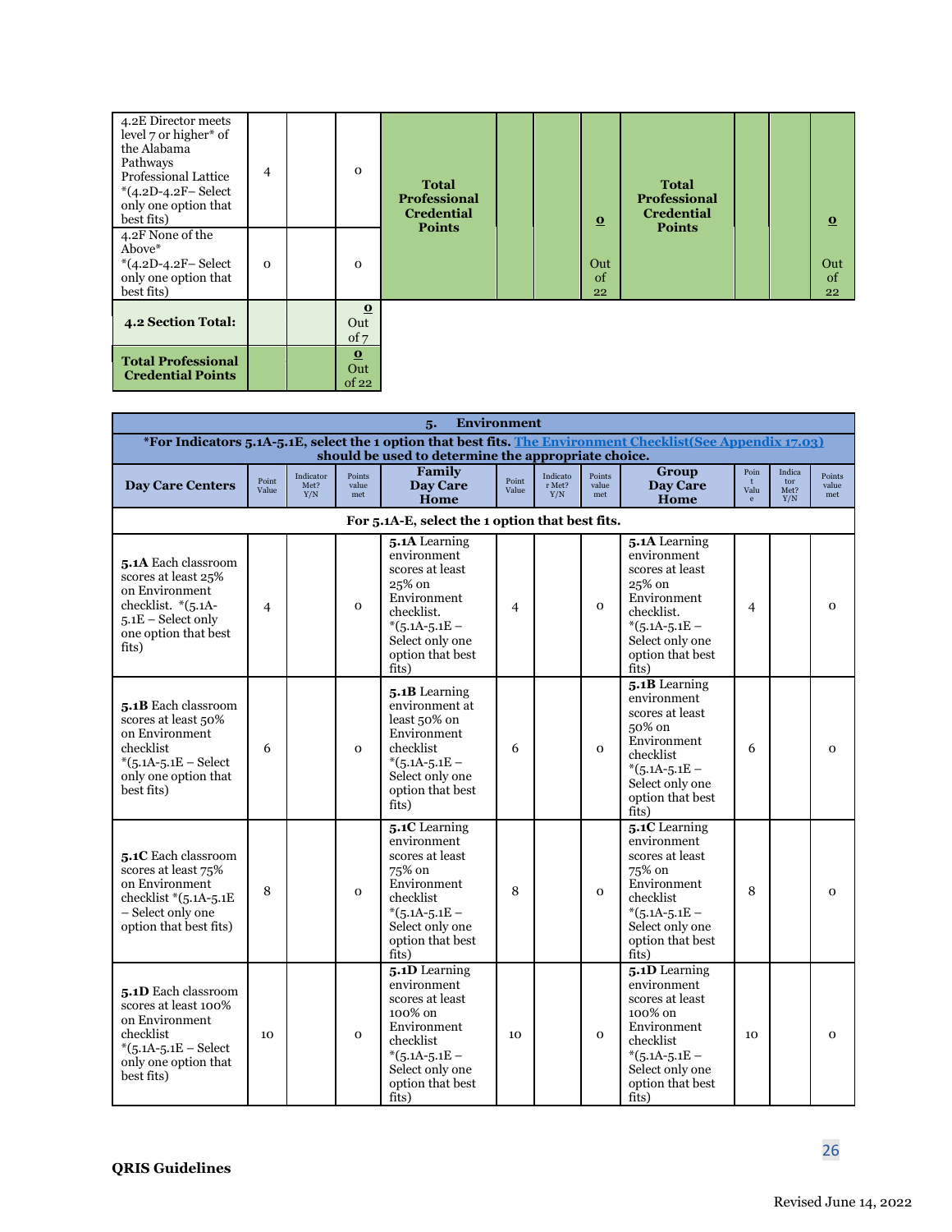| 4.2E Director meets level 7 or higher* of the Alabama Pathways Professional Lattice *(4.2D-4.2F– Select only one option that best fits) | 4 | | 0 | Total Professional Credential Points | | | 0 Out of 22 | Total Professional Credential Points | | | 0 Out of 22 |
|---|---|---|---|---|---|---|---|---|---|---|---|
| 4.2F None of the Above* *(4.2D-4.2F– Select only one option that best fits) | 0 | | 0 | | | | | | | | |
| **4.2 Section Total:** | | | 0 Out of 7 | | | | | | | | |
| **Total Professional Credential Points** | | | 0 Out of 22 | | | | | | | | |

| 5. Environment | | | | | | | | | | | |
|---|---|---|---|---|---|---|---|---|---|---|---|
| *For Indicators 5.1A-5.1E, select the 1 option that best fits. The Environment Checklist(See Appendix 17.03) should be used to determine the appropriate choice. | | | | | | | | | | | |
| **Day Care Centers** | Point Value | Indicator Met? Y/N | Points value met | **Family Day Care Home** | Point Value | Indicator Met? Y/N | Points value met | **Group Day Care Home** | Point Value | Indicator Met? Y/N | Points value met |
| **For 5.1A-E, select the 1 option that best fits.** | | | | | | | | | | | |
| **5.1A** Each classroom scores at least 25% on Environment checklist. *(5.1A-5.1E – Select only one option that best fits) | 4 | | 0 | **5.1A** Learning environment scores at least 25% on Environment checklist. *(5.1A-5.1E – Select only one option that best fits) | 4 | | 0 | **5.1A** Learning environment scores at least 25% on Environment checklist. *(5.1A-5.1E – Select only one option that best fits) | 4 | | 0 |
| **5.1B** Each classroom scores at least 50% on Environment checklist *(5.1A-5.1E – Select only one option that best fits) | 6 | | 0 | **5.1B** Learning environment at least 50% on Environment checklist *(5.1A-5.1E – Select only one option that best fits) | 6 | | 0 | **5.1B** Learning environment scores at least 50% on Environment checklist *(5.1A-5.1E – Select only one option that best fits) | 6 | | 0 |
| **5.1C** Each classroom scores at least 75% on Environment checklist *(5.1A-5.1E – Select only one option that best fits) | 8 | | 0 | **5.1C** Learning environment scores at least 75% on Environment checklist *(5.1A-5.1E – Select only one option that best fits) | 8 | | 0 | **5.1C** Learning environment scores at least 75% on Environment checklist *(5.1A-5.1E – Select only one option that best fits) | 8 | | 0 |
| **5.1D** Each classroom scores at least 100% on Environment checklist *(5.1A-5.1E – Select only one option that best fits) | 10 | | 0 | **5.1D** Learning environment scores at least 100% on Environment checklist *(5.1A-5.1E – Select only one option that best fits) | 10 | | 0 | **5.1D** Learning environment scores at least 100% on Environment checklist *(5.1A-5.1E – Select only one option that best fits) | 10 | | 0 |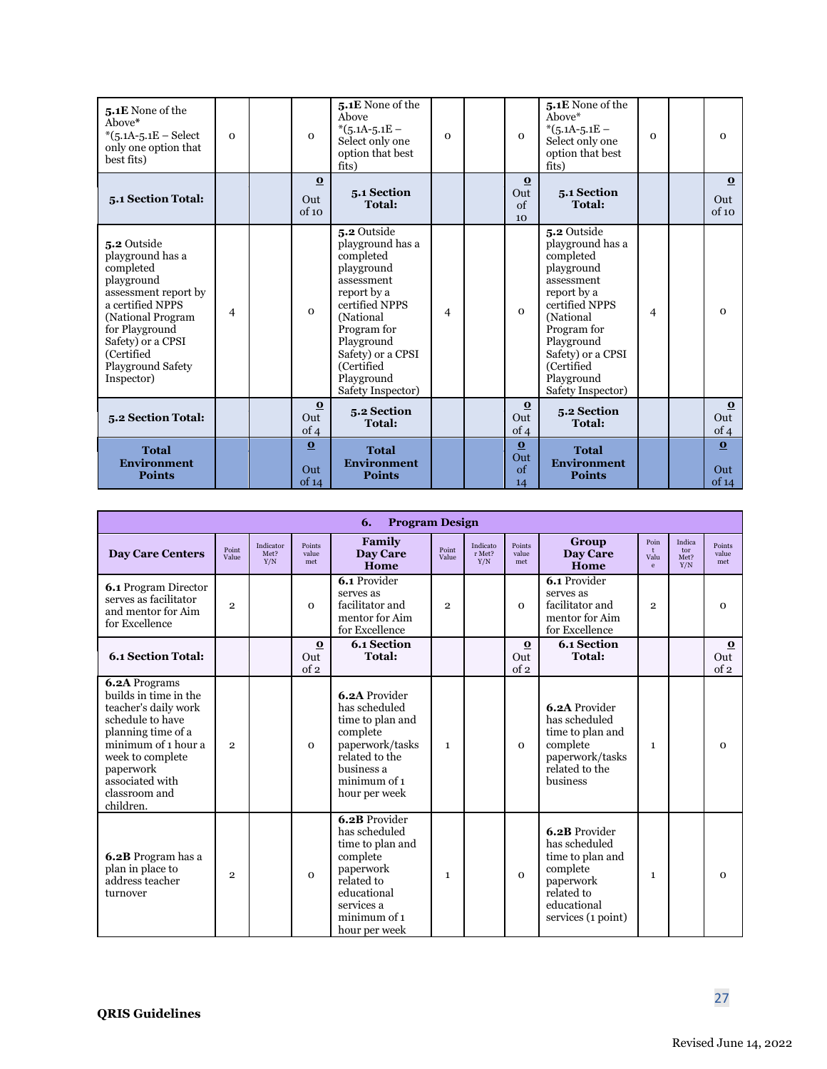| | | | | | | | | | | | |
|---|---|---|---|---|---|---|---|---|---|---|---|
| **5.1E** None of the Above* *(5.1A-5.1E – Select only one option that best fits) | 0 | | 0 | **5.1E** None of the Above *(5.1A-5.1E – Select only one option that best fits) | 0 | | 0 | **5.1E** None of the Above* *(5.1A-5.1E – Select only one option that best fits) | 0 | | 0 |
| **5.1 Section Total:** | | | **0** Out of 10 | **5.1 Section Total:** | | | **0** Out of 10 | **5.1 Section Total:** | | | **0** Out of 10 |
| **5.2** Outside playground has a completed playground assessment report by a certified NPPS (National Program for Playground Safety) or a CPSI (Certified Playground Safety Inspector) | 4 | | 0 | **5.2** Outside playground has a completed playground assessment report by a certified NPPS (National Program for Playground Safety) or a CPSI (Certified Playground Safety Inspector) | 4 | | 0 | **5.2** Outside playground has a completed playground assessment report by a certified NPPS (National Program for Playground Safety) or a CPSI (Certified Playground Safety Inspector) | 4 | | 0 |
| **5.2 Section Total:** | | | **0** Out of 4 | **5.2 Section Total:** | | | **0** Out of 4 | **5.2 Section Total:** | | | **0** Out of 4 |
| **Total Environment Points** | | | **0** Out of 14 | **Total Environment Points** | | | **0** Out of 14 | **Total Environment Points** | | | **0** Out of 14 |

| **6. Program Design** | | | | | | | | | | | |
|---|---|---|---|---|---|---|---|---|---|---|---|
| **Day Care Centers** | Point Value | Indicator Met? Y/N | Points value met | **Family Day Care Home** | Point Value | Indicator Met? Y/N | Points value met | **Group Day Care Home** | Point Value | Indicator Met? Y/N | Points value met |
| **6.1** Program Director serves as facilitator and mentor for Aim for Excellence | 2 | | 0 | **6.1** Provider serves as facilitator and mentor for Aim for Excellence | 2 | | 0 | **6.1** Provider serves as facilitator and mentor for Aim for Excellence | 2 | | 0 |
| **6.1 Section Total:** | | | **0** Out of 2 | **6.1 Section Total:** | | | **0** Out of 2 | **6.1 Section Total:** | | | **0** Out of 2 |
| **6.2A** Programs builds in time in the teacher's daily work schedule to have planning time of a minimum of 1 hour a week to complete paperwork associated with classroom and children. | 2 | | 0 | **6.2A** Provider has scheduled time to plan and complete paperwork/tasks related to the business a minimum of 1 hour per week | 1 | | 0 | **6.2A** Provider has scheduled time to plan and complete paperwork/tasks related to the business | 1 | | 0 |
| **6.2B** Program has a plan in place to address teacher turnover | 2 | | 0 | **6.2B** Provider has scheduled time to plan and complete paperwork related to educational services a minimum of 1 hour per week | 1 | | 0 | **6.2B** Provider has scheduled time to plan and complete paperwork related to educational services (1 point) | 1 | | 0 |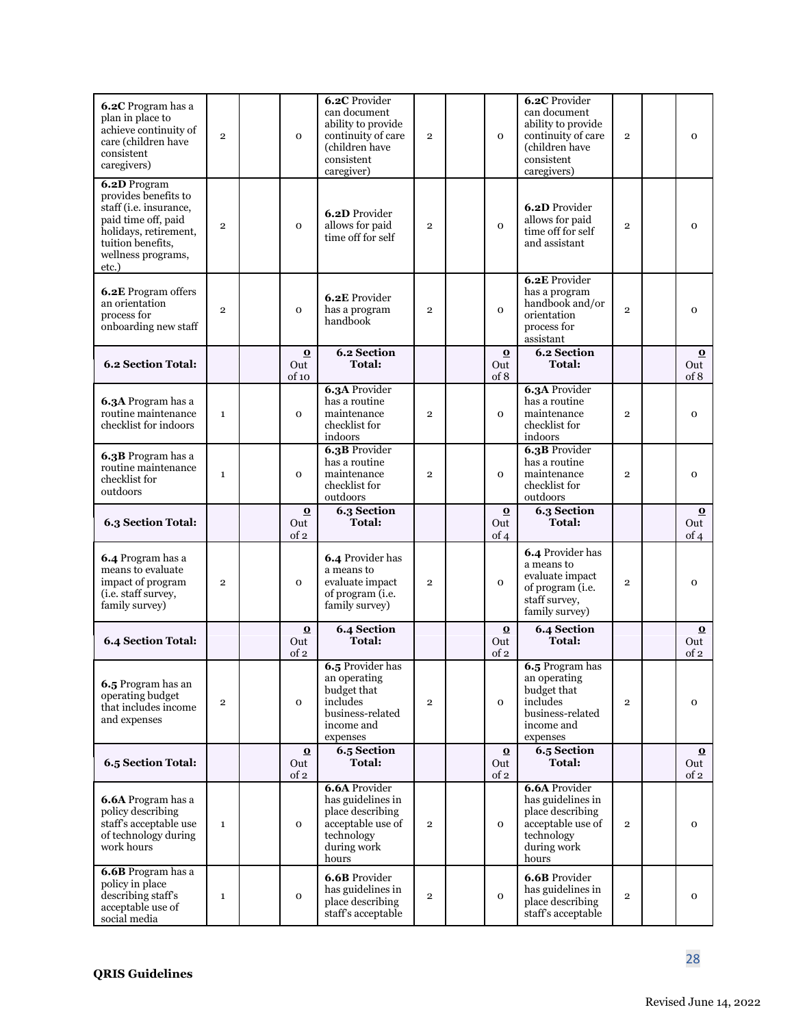| | | | | | | | | | | |
|---|---|---|---|---|---|---|---|---|---|---|---|
| **6.2C** Program has a plan in place to achieve continuity of care (children have consistent caregivers) | 2 | | 0 | **6.2C** Provider can document ability to provide continuity of care (children have consistent caregiver) | 2 | | 0 | **6.2C** Provider can document ability to provide continuity of care (children have consistent caregivers) | 2 | | 0 |
| **6.2D** Program provides benefits to staff (i.e. insurance, paid time off, paid holidays, retirement, tuition benefits, wellness programs, etc.) | 2 | | 0 | **6.2D** Provider allows for paid time off for self | 2 | | 0 | **6.2D** Provider allows for paid time off for self and assistant | 2 | | 0 |
| **6.2E** Program offers an orientation process for onboarding new staff | 2 | | 0 | **6.2E** Provider has a program handbook | 2 | | 0 | **6.2E** Provider has a program handbook and/or orientation process for assistant | 2 | | 0 |
| **6.2 Section Total:** | | | **0** Out of 10 | **6.2 Section Total:** | | | **0** Out of 8 | **6.2 Section Total:** | | | **0** Out of 8 |
| **6.3A** Program has a routine maintenance checklist for indoors | 1 | | 0 | **6.3A** Provider has a routine maintenance checklist for indoors | 2 | | 0 | **6.3A** Provider has a routine maintenance checklist for indoors | 2 | | 0 |
| **6.3B** Program has a routine maintenance checklist for outdoors | 1 | | 0 | **6.3B** Provider has a routine maintenance checklist for outdoors | 2 | | 0 | **6.3B** Provider has a routine maintenance checklist for outdoors | 2 | | 0 |
| **6.3 Section Total:** | | | **0** Out of 2 | **6.3 Section Total:** | | | **0** Out of 4 | **6.3 Section Total:** | | | **0** Out of 4 |
| **6.4** Program has a means to evaluate impact of program (i.e. staff survey, family survey) | 2 | | 0 | **6.4** Provider has a means to evaluate impact of program (i.e. family survey) | 2 | | 0 | **6.4** Provider has a means to evaluate impact of program (i.e. staff survey, family survey) | 2 | | 0 |
| **6.4 Section Total:** | | | **0** Out of 2 | **6.4 Section Total:** | | | **0** Out of 2 | **6.4 Section Total:** | | | **0** Out of 2 |
| **6.5** Program has an operating budget that includes income and expenses | 2 | | 0 | **6.5** Provider has an operating budget that includes business-related income and expenses | 2 | | 0 | **6.5** Program has an operating budget that includes business-related income and expenses | 2 | | 0 |
| **6.5 Section Total:** | | | **0** Out of 2 | **6.5 Section Total:** | | | **0** Out of 2 | **6.5 Section Total:** | | | **0** Out of 2 |
| **6.6A** Program has a policy describing staff's acceptable use of technology during work hours | 1 | | 0 | **6.6A** Provider has guidelines in place describing acceptable use of technology during work hours | 2 | | 0 | **6.6A** Provider has guidelines in place describing acceptable use of technology during work hours | 2 | | 0 |
| **6.6B** Program has a policy in place describing staff's acceptable use of social media | 1 | | 0 | **6.6B** Provider has guidelines in place describing staff's acceptable | 2 | | 0 | **6.6B** Provider has guidelines in place describing staff's acceptable | 2 | | 0 |

**QRIS Guidelines**

Revised June 14, 2022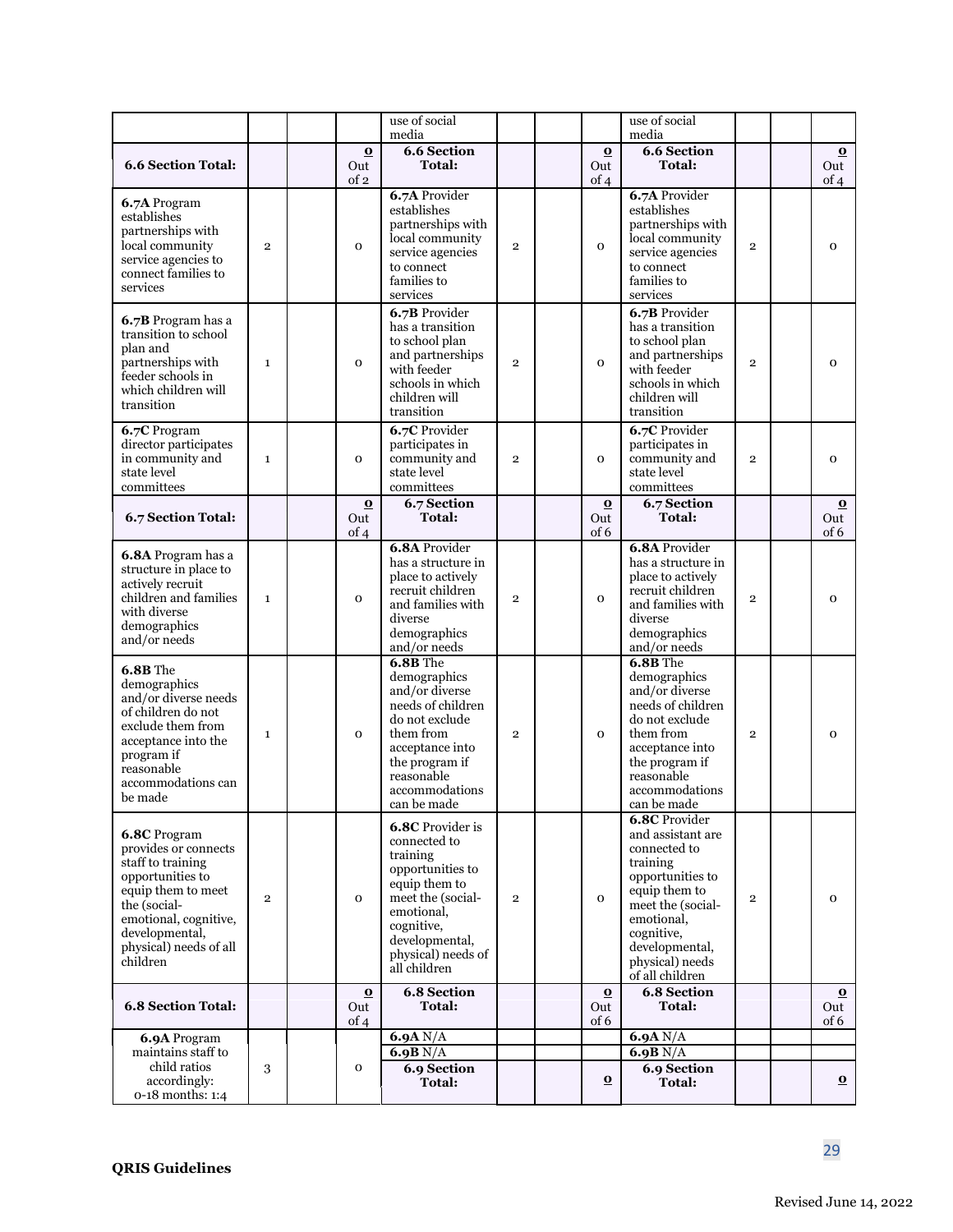| | | | | use of social media | | | | use of social media | | | |
|---|---|---|---|---|---|---|---|---|---|---|---|
| **6.6 Section Total:** | | | **0** Out of 2 | **6.6 Section Total:** | | | **0** Out of 4 | **6.6 Section Total:** | | | **0** Out of 4 |
| **6.7A** Program establishes partnerships with local community service agencies to connect families to services | 2 | | 0 | **6.7A** Provider establishes partnerships with local community service agencies to connect families to services | 2 | | 0 | **6.7A** Provider establishes partnerships with local community service agencies to connect families to services | 2 | | 0 |
| **6.7B** Program has a transition to school plan and partnerships with feeder schools in which children will transition | 1 | | 0 | **6.7B** Provider has a transition to school plan and partnerships with feeder schools in which children will transition | 2 | | 0 | **6.7B** Provider has a transition to school plan and partnerships with feeder schools in which children will transition | 2 | | 0 |
| **6.7C** Program director participates in community and state level committees | 1 | | 0 | **6.7C** Provider participates in community and state level committees | 2 | | 0 | **6.7C** Provider participates in community and state level committees | 2 | | 0 |
| **6.7 Section Total:** | | | **0** Out of 4 | **6.7 Section Total:** | | | **0** Out of 6 | **6.7 Section Total:** | | | **0** Out of 6 |
| **6.8A** Program has a structure in place to actively recruit children and families with diverse demographics and/or needs | 1 | | 0 | **6.8A** Provider has a structure in place to actively recruit children and families with diverse demographics and/or needs | 2 | | 0 | **6.8A** Provider has a structure in place to actively recruit children and families with diverse demographics and/or needs | 2 | | 0 |
| **6.8B** The demographics and/or diverse needs of children do not exclude them from acceptance into the program if reasonable accommodations can be made | 1 | | 0 | **6.8B** The demographics and/or diverse needs of children do not exclude them from acceptance into the program if reasonable accommodations can be made | 2 | | 0 | **6.8B** The demographics and/or diverse needs of children do not exclude them from acceptance into the program if reasonable accommodations can be made | 2 | | 0 |
| **6.8C** Program provides or connects staff to training opportunities to equip them to meet the (social-emotional, cognitive, developmental, physical) needs of all children | 2 | | 0 | **6.8C** Provider is connected to training opportunities to equip them to meet the (social-emotional, cognitive, developmental, physical) needs of all children | 2 | | 0 | **6.8C** Provider and assistant are connected to training opportunities to equip them to meet the (social-emotional, cognitive, developmental, physical) needs of all children | 2 | | 0 |
| **6.8 Section Total:** | | | **0** Out of 4 | **6.8 Section Total:** | | | **0** Out of 6 | **6.8 Section Total:** | | | **0** Out of 6 |
| **6.9A** Program maintains staff to child ratios accordingly: 0-18 months: 1:4 | 3 | | 0 | **6.9A** N/A | | | | **6.9A** N/A | | | |
| | | | | **6.9B** N/A | | | | **6.9B** N/A | | | |
| | | | | **6.9 Section Total:** | | | **0** | **6.9 Section Total:** | | | **0** |

**QRIS Guidelines**

Revised June 14, 2022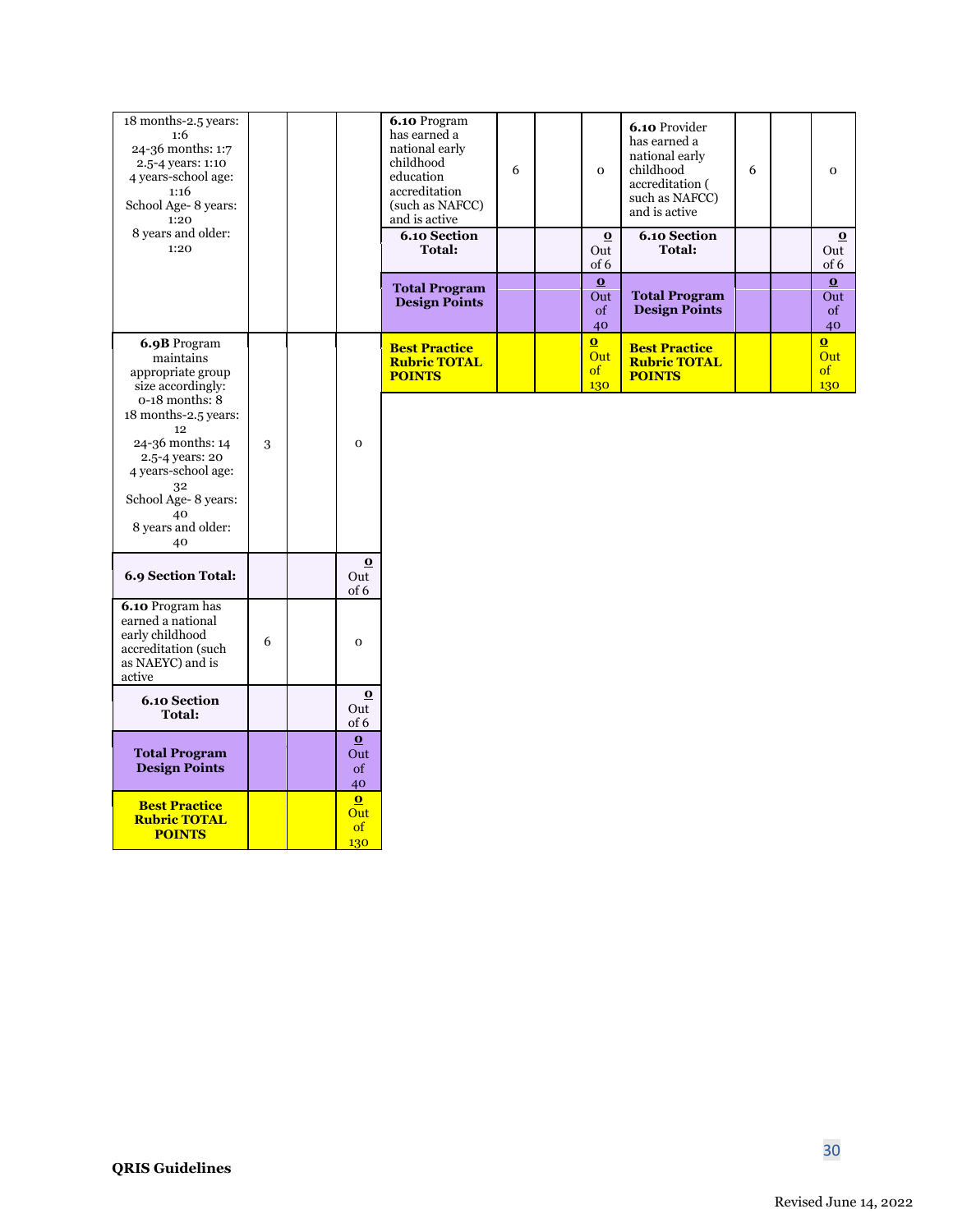| | | | |
|---|---|---|---|
| 18 months-2.5 years: 1:6<br>24-36 months: 1:7<br>2.5-4 years: 1:10<br>4 years-school age: 1:16<br>School Age- 8 years: 1:20<br>8 years and older: 1:20 | | | |
| **6.9B** Program maintains appropriate group size accordingly:<br>0-18 months: 8<br>18 months-2.5 years: 12<br>24-36 months: 14<br>2.5-4 years: 20<br>4 years-school age: 32<br>School Age- 8 years: 40<br>8 years and older: 40 | 3 | | 0 |
| **6.9 Section Total:** | | | **0** Out of 6 |
| **6.10** Program has earned a national early childhood accreditation (such as NAEYC) and is active | 6 | | 0 |
| **6.10 Section Total:** | | | **0** Out of 6 |
| **Total Program Design Points** | | | **0** Out of 40 |
| **Best Practice Rubric TOTAL POINTS** | | | **0** Out of 130 |

| | | | |
|---|---|---|---|
| **6.10** Program has earned a national early childhood education accreditation (such as NAFCC) and is active | 6 | | 0 |
| **6.10 Section Total:** | | | **0** Out of 6 |
| **Total Program Design Points** | | | **0** Out of 40 |
| **Best Practice Rubric TOTAL POINTS** | | | **0** Out of 130 |

| | | | |
|---|---|---|---|
| **6.10** Provider has earned a national early childhood accreditation ( such as NAFCC) and is active | 6 | | 0 |
| **6.10 Section Total:** | | | **0** Out of 6 |
| **Total Program Design Points** | | | **0** Out of 40 |
| **Best Practice Rubric TOTAL POINTS** | | | **0** Out of 130 |

**QRIS Guidelines**

Revised June 14, 2022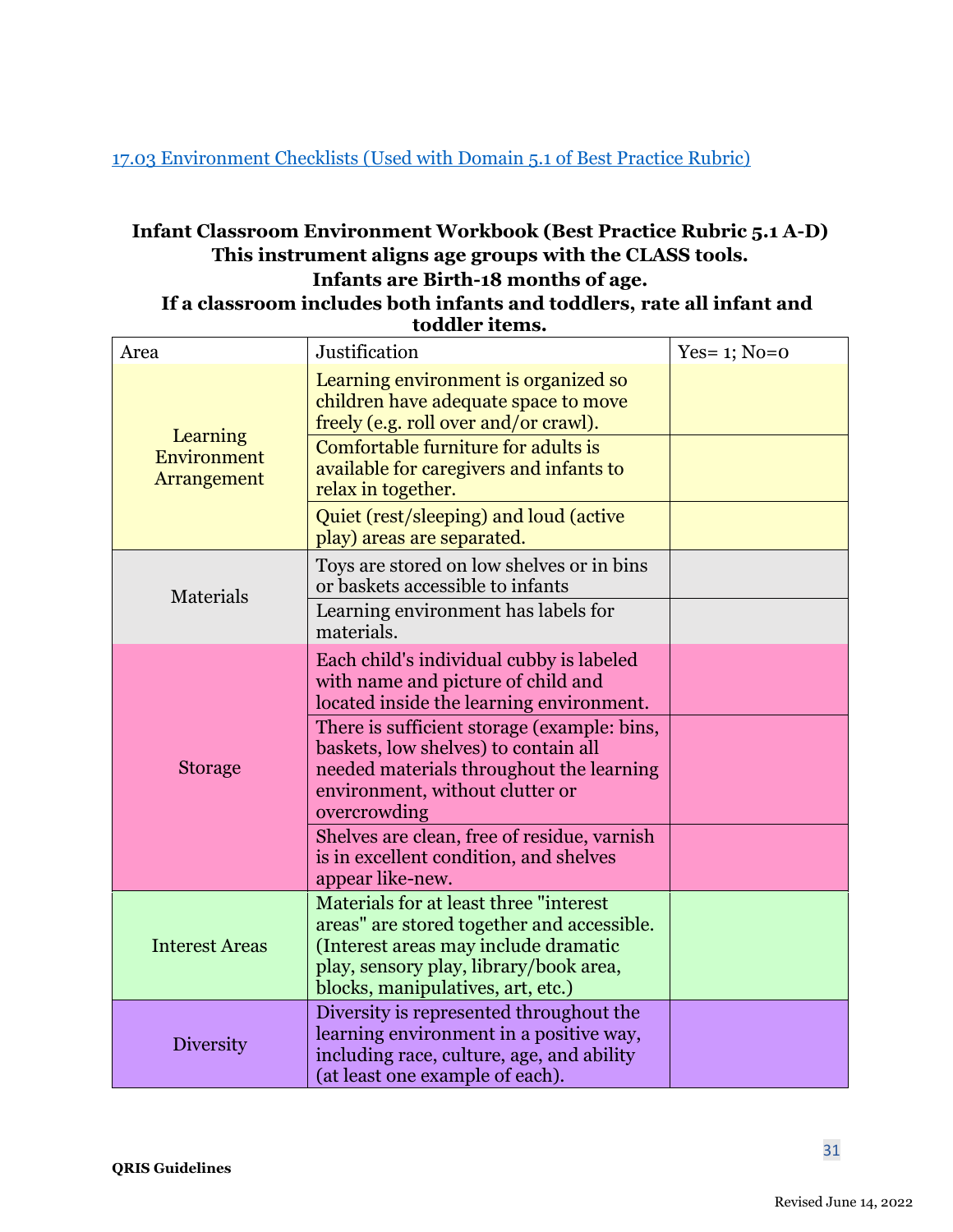[17.03 Environment Checklists (Used with Domain 5.1 of Best Practice Rubric)]

**Infant Classroom Environment Workbook (Best Practice Rubric 5.1 A-D)**
**This instrument aligns age groups with the CLASS tools.**
**Infants are Birth-18 months of age.**
**If a classroom includes both infants and toddlers, rate all infant and toddler items.**

| Area | Justification | Yes= 1; No=0 |
| --- | --- | --- |
| Learning Environment Arrangement | Learning environment is organized so children have adequate space to move freely (e.g. roll over and/or crawl). | |
| | Comfortable furniture for adults is available for caregivers and infants to relax in together. | |
| | Quiet (rest/sleeping) and loud (active play) areas are separated. | |
| Materials | Toys are stored on low shelves or in bins or baskets accessible to infants | |
| | Learning environment has labels for materials. | |
| Storage | Each child's individual cubby is labeled with name and picture of child and located inside the learning environment. | |
| | There is sufficient storage (example: bins, baskets, low shelves) to contain all needed materials throughout the learning environment, without clutter or overcrowding | |
| | Shelves are clean, free of residue, varnish is in excellent condition, and shelves appear like-new. | |
| Interest Areas | Materials for at least three "interest areas" are stored together and accessible. (Interest areas may include dramatic play, sensory play, library/book area, blocks, manipulatives, art, etc.) | |
| Diversity | Diversity is represented throughout the learning environment in a positive way, including race, culture, age, and ability (at least one example of each). | |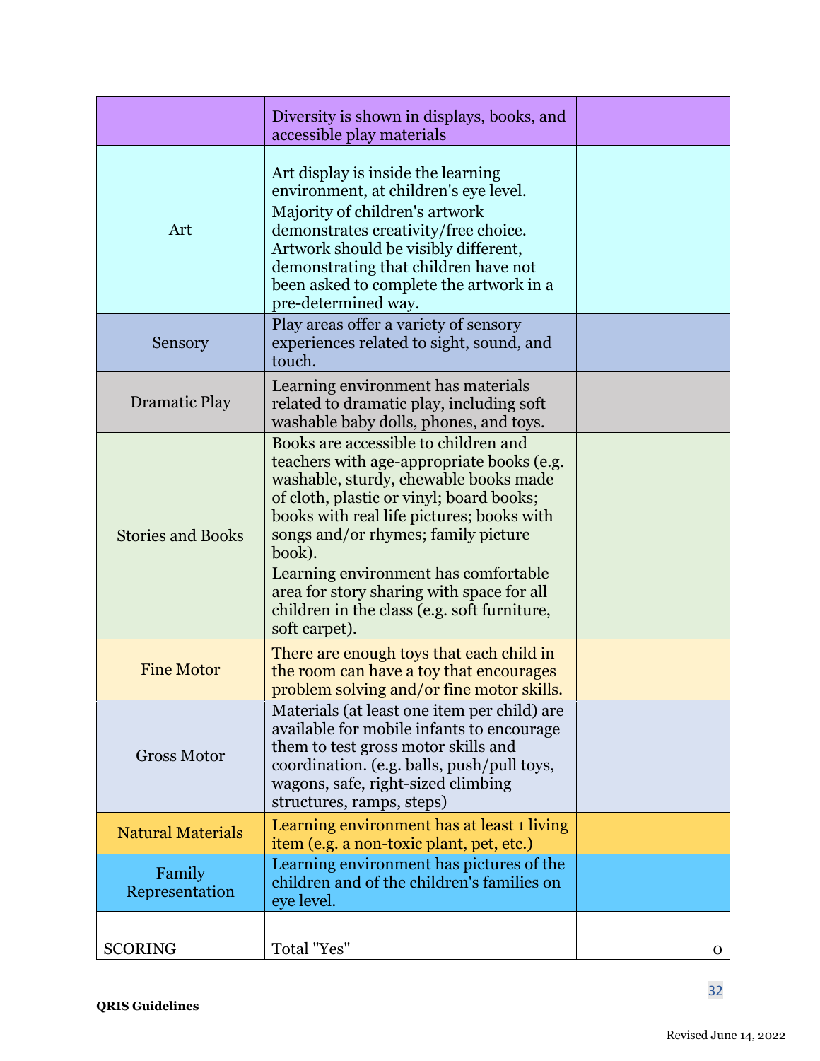| | | |
|---|---|---|
| | Diversity is shown in displays, books, and accessible play materials | |
| Art | Art display is inside the learning environment, at children's eye level. Majority of children's artwork demonstrates creativity/free choice. Artwork should be visibly different, demonstrating that children have not been asked to complete the artwork in a pre-determined way. | |
| Sensory | Play areas offer a variety of sensory experiences related to sight, sound, and touch. | |
| Dramatic Play | Learning environment has materials related to dramatic play, including soft washable baby dolls, phones, and toys. | |
| Stories and Books | Books are accessible to children and teachers with age-appropriate books (e.g. washable, sturdy, chewable books made of cloth, plastic or vinyl; board books; books with real life pictures; books with songs and/or rhymes; family picture book). Learning environment has comfortable area for story sharing with space for all children in the class (e.g. soft furniture, soft carpet). | |
| Fine Motor | There are enough toys that each child in the room can have a toy that encourages problem solving and/or fine motor skills. | |
| Gross Motor | Materials (at least one item per child) are available for mobile infants to encourage them to test gross motor skills and coordination. (e.g. balls, push/pull toys, wagons, safe, right-sized climbing structures, ramps, steps) | |
| Natural Materials | Learning environment has at least 1 living item (e.g. a non-toxic plant, pet, etc.) | |
| Family Representation | Learning environment has pictures of the children and of the children's families on eye level. | |
| | | |
| SCORING | Total "Yes" | 0 |

**QRIS Guidelines**

Revised June 14, 2022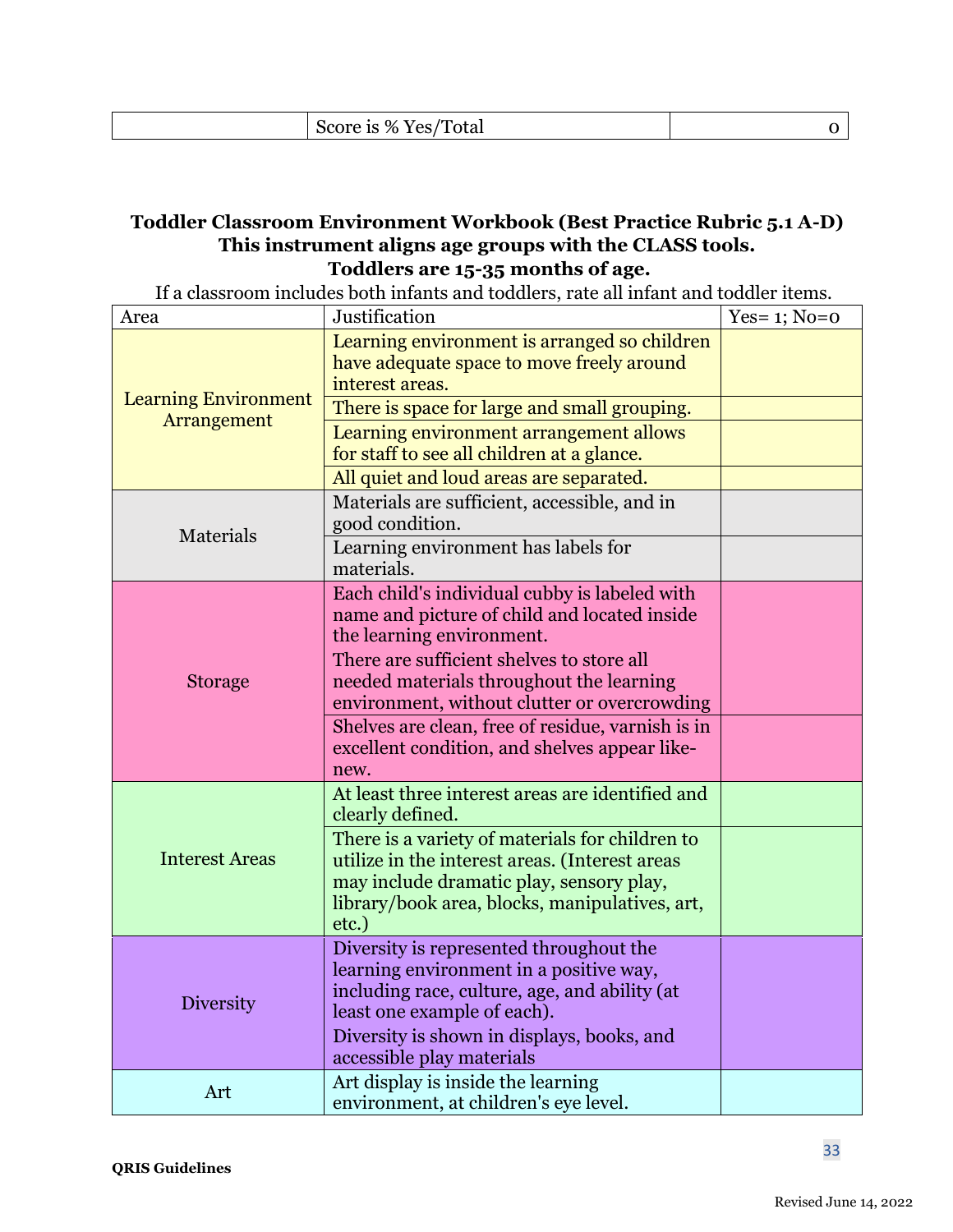| | Score is % Yes/Total | 0 |
|---|---|---|

**Toddler Classroom Environment Workbook (Best Practice Rubric 5.1 A-D)**
**This instrument aligns age groups with the CLASS tools.**
**Toddlers are 15-35 months of age.**

If a classroom includes both infants and toddlers, rate all infant and toddler items.

| Area | Justification | Yes= 1; No=0 |
|---|---|---|
| Learning Environment Arrangement | Learning environment is arranged so children have adequate space to move freely around interest areas. | |
| | There is space for large and small grouping. | |
| | Learning environment arrangement allows for staff to see all children at a glance. | |
| | All quiet and loud areas are separated. | |
| Materials | Materials are sufficient, accessible, and in good condition. | |
| | Learning environment has labels for materials. | |
| Storage | Each child's individual cubby is labeled with name and picture of child and located inside the learning environment.<br>There are sufficient shelves to store all needed materials throughout the learning environment, without clutter or overcrowding | |
| | Shelves are clean, free of residue, varnish is in excellent condition, and shelves appear like-new. | |
| Interest Areas | At least three interest areas are identified and clearly defined. | |
| | There is a variety of materials for children to utilize in the interest areas. (Interest areas may include dramatic play, sensory play, library/book area, blocks, manipulatives, art, etc.) | |
| Diversity | Diversity is represented throughout the learning environment in a positive way, including race, culture, age, and ability (at least one example of each).<br>Diversity is shown in displays, books, and accessible play materials | |
| Art | Art display is inside the learning environment, at children's eye level. | |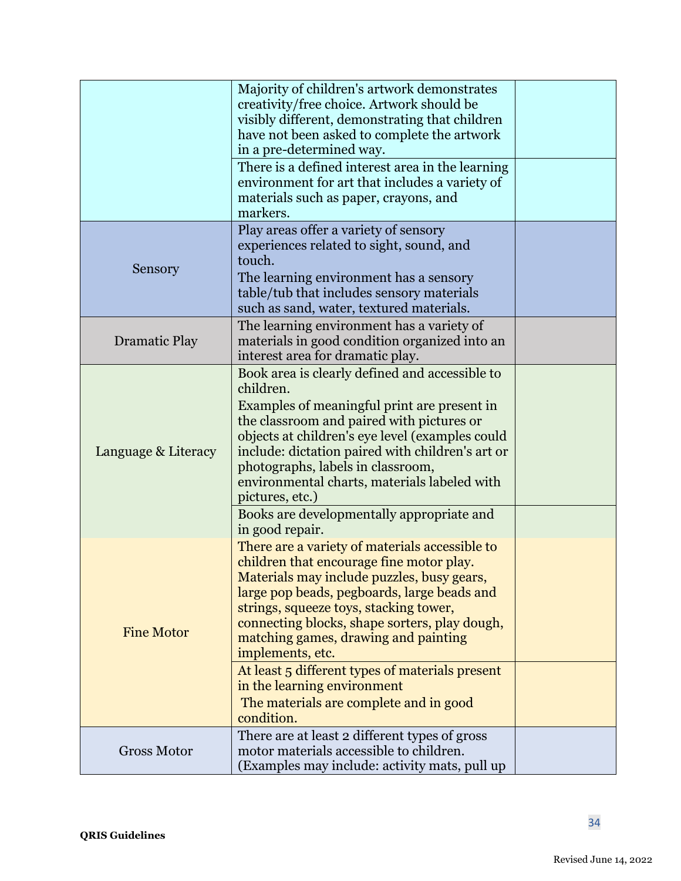| | | |
|---|---|---|
| | Majority of children's artwork demonstrates creativity/free choice. Artwork should be visibly different, demonstrating that children have not been asked to complete the artwork in a pre-determined way. | |
| | There is a defined interest area in the learning environment for art that includes a variety of materials such as paper, crayons, and markers. | |
| Sensory | Play areas offer a variety of sensory experiences related to sight, sound, and touch. The learning environment has a sensory table/tub that includes sensory materials such as sand, water, textured materials. | |
| Dramatic Play | The learning environment has a variety of materials in good condition organized into an interest area for dramatic play. | |
| Language & Literacy | Book area is clearly defined and accessible to children. Examples of meaningful print are present in the classroom and paired with pictures or objects at children's eye level (examples could include: dictation paired with children's art or photographs, labels in classroom, environmental charts, materials labeled with pictures, etc.) | |
| | Books are developmentally appropriate and in good repair. | |
| Fine Motor | There are a variety of materials accessible to children that encourage fine motor play. Materials may include puzzles, busy gears, large pop beads, pegboards, large beads and strings, squeeze toys, stacking tower, connecting blocks, shape sorters, play dough, matching games, drawing and painting implements, etc. | |
| | At least 5 different types of materials present in the learning environment The materials are complete and in good condition. | |
| Gross Motor | There are at least 2 different types of gross motor materials accessible to children. (Examples may include: activity mats, pull up | |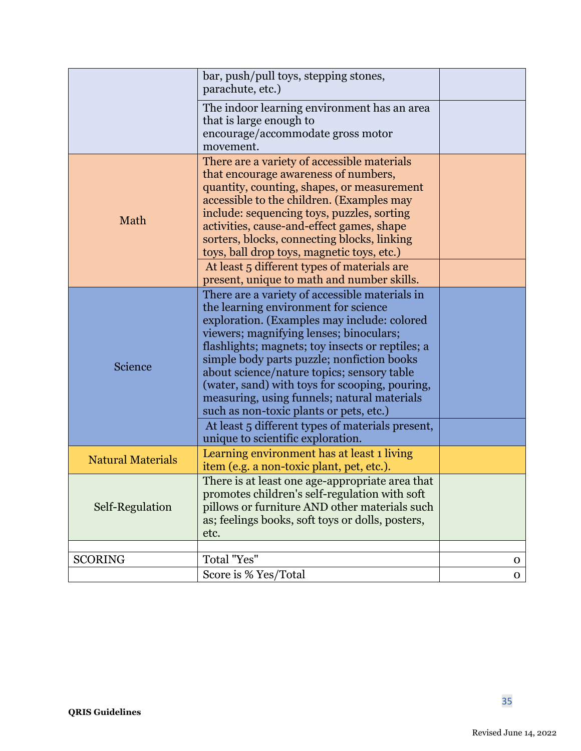| | | |
|---|---|---|
| | bar, push/pull toys, stepping stones, parachute, etc.) | |
| | The indoor learning environment has an area that is large enough to encourage/accommodate gross motor movement. | |
| Math | There are a variety of accessible materials that encourage awareness of numbers, quantity, counting, shapes, or measurement accessible to the children. (Examples may include: sequencing toys, puzzles, sorting activities, cause-and-effect games, shape sorters, blocks, connecting blocks, linking toys, ball drop toys, magnetic toys, etc.) | |
| | At least 5 different types of materials are present, unique to math and number skills. | |
| Science | There are a variety of accessible materials in the learning environment for science exploration. (Examples may include: colored viewers; magnifying lenses; binoculars; flashlights; magnets; toy insects or reptiles; a simple body parts puzzle; nonfiction books about science/nature topics; sensory table (water, sand) with toys for scooping, pouring, measuring, using funnels; natural materials such as non-toxic plants or pets, etc.) | |
| | At least 5 different types of materials present, unique to scientific exploration. | |
| Natural Materials | Learning environment has at least 1 living item (e.g. a non-toxic plant, pet, etc.). | |
| Self-Regulation | There is at least one age-appropriate area that promotes children's self-regulation with soft pillows or furniture AND other materials such as; feelings books, soft toys or dolls, posters, etc. | |
| | | |
| SCORING | Total "Yes" | 0 |
| | Score is % Yes/Total | 0 |

**QRIS Guidelines**

Revised June 14, 2022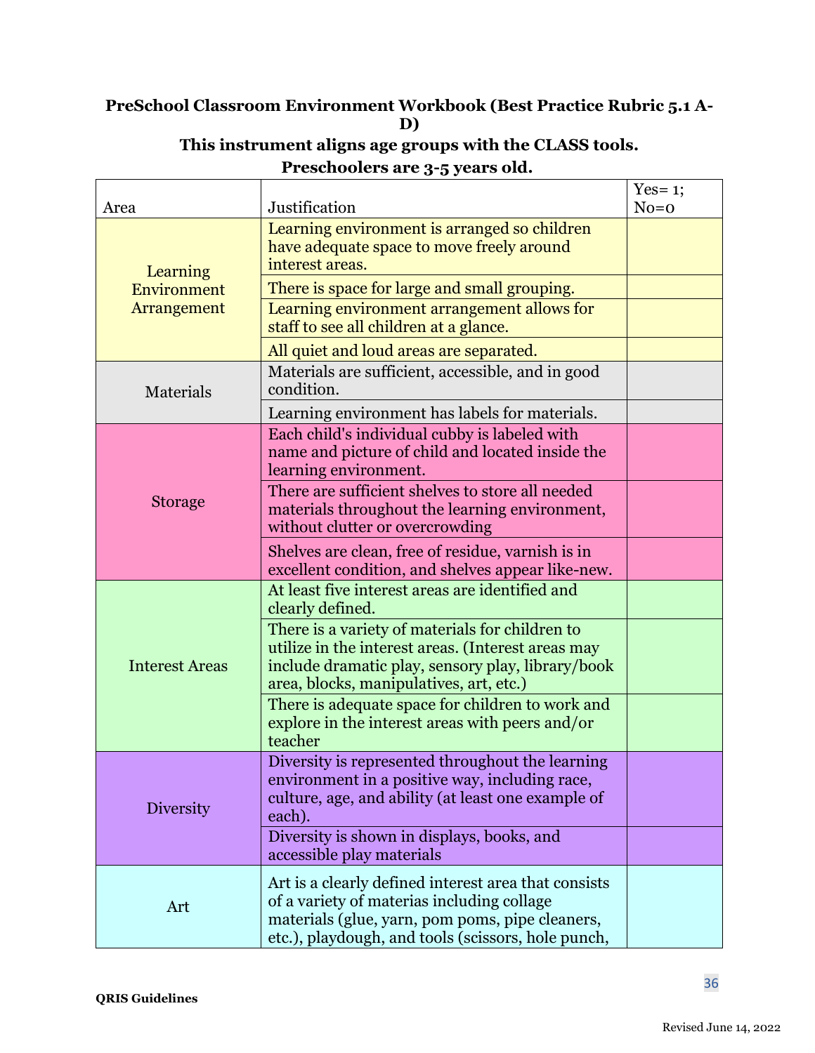**PreSchool Classroom Environment Workbook (Best Practice Rubric 5.1 A-D)**

**This instrument aligns age groups with the CLASS tools.**

**Preschoolers are 3-5 years old.**

| Area | Justification | Yes= 1; No=0 |
|---|---|---|
| Learning Environment Arrangement | Learning environment is arranged so children have adequate space to move freely around interest areas. | |
| | There is space for large and small grouping. | |
| | Learning environment arrangement allows for staff to see all children at a glance. | |
| | All quiet and loud areas are separated. | |
| Materials | Materials are sufficient, accessible, and in good condition. | |
| | Learning environment has labels for materials. | |
| Storage | Each child's individual cubby is labeled with name and picture of child and located inside the learning environment. | |
| | There are sufficient shelves to store all needed materials throughout the learning environment, without clutter or overcrowding | |
| | Shelves are clean, free of residue, varnish is in excellent condition, and shelves appear like-new. | |
| Interest Areas | At least five interest areas are identified and clearly defined. | |
| | There is a variety of materials for children to utilize in the interest areas. (Interest areas may include dramatic play, sensory play, library/book area, blocks, manipulatives, art, etc.) | |
| | There is adequate space for children to work and explore in the interest areas with peers and/or teacher | |
| Diversity | Diversity is represented throughout the learning environment in a positive way, including race, culture, age, and ability (at least one example of each). | |
| | Diversity is shown in displays, books, and accessible play materials | |
| Art | Art is a clearly defined interest area that consists of a variety of materias including collage materials (glue, yarn, pom poms, pipe cleaners, etc.), playdough, and tools (scissors, hole punch, | |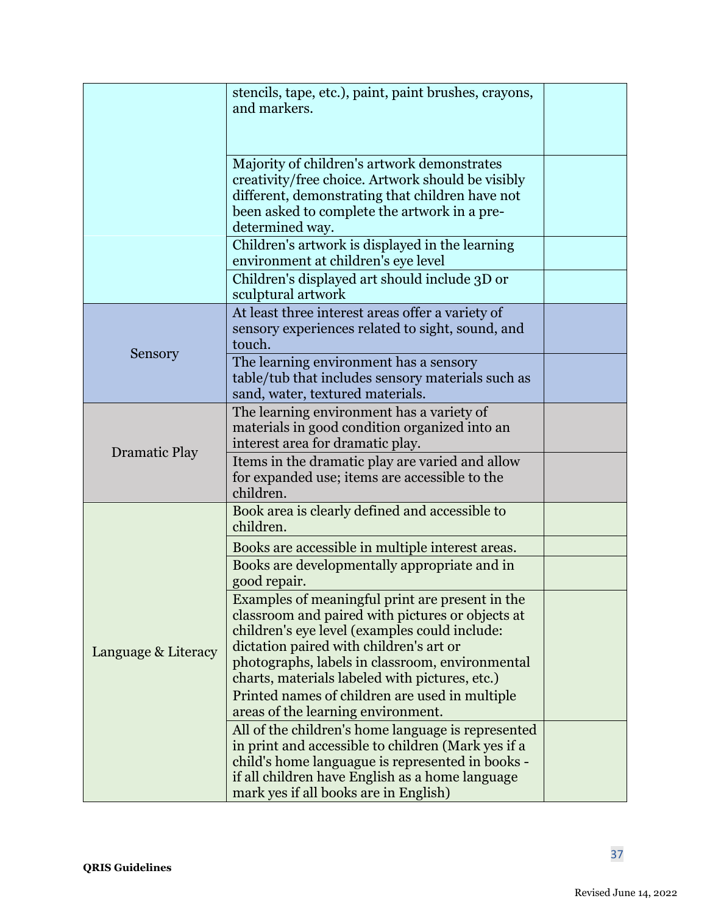| | | |
|---|---|---|
| | stencils, tape, etc.), paint, paint brushes, crayons, and markers. | |
| | Majority of children's artwork demonstrates creativity/free choice. Artwork should be visibly different, demonstrating that children have not been asked to complete the artwork in a pre-determined way. | |
| | Children's artwork is displayed in the learning environment at children's eye level | |
| | Children's displayed art should include 3D or sculptural artwork | |
| Sensory | At least three interest areas offer a variety of sensory experiences related to sight, sound, and touch. | |
| | The learning environment has a sensory table/tub that includes sensory materials such as sand, water, textured materials. | |
| Dramatic Play | The learning environment has a variety of materials in good condition organized into an interest area for dramatic play. | |
| | Items in the dramatic play are varied and allow for expanded use; items are accessible to the children. | |
| Language & Literacy | Book area is clearly defined and accessible to children. | |
| | Books are accessible in multiple interest areas. | |
| | Books are developmentally appropriate and in good repair. | |
| | Examples of meaningful print are present in the classroom and paired with pictures or objects at children's eye level (examples could include: dictation paired with children's art or photographs, labels in classroom, environmental charts, materials labeled with pictures, etc.) Printed names of children are used in multiple areas of the learning environment. | |
| | All of the children's home language is represented in print and accessible to children (Mark yes if a child's home languague is represented in books - if all children have English as a home language mark yes if all books are in English) | |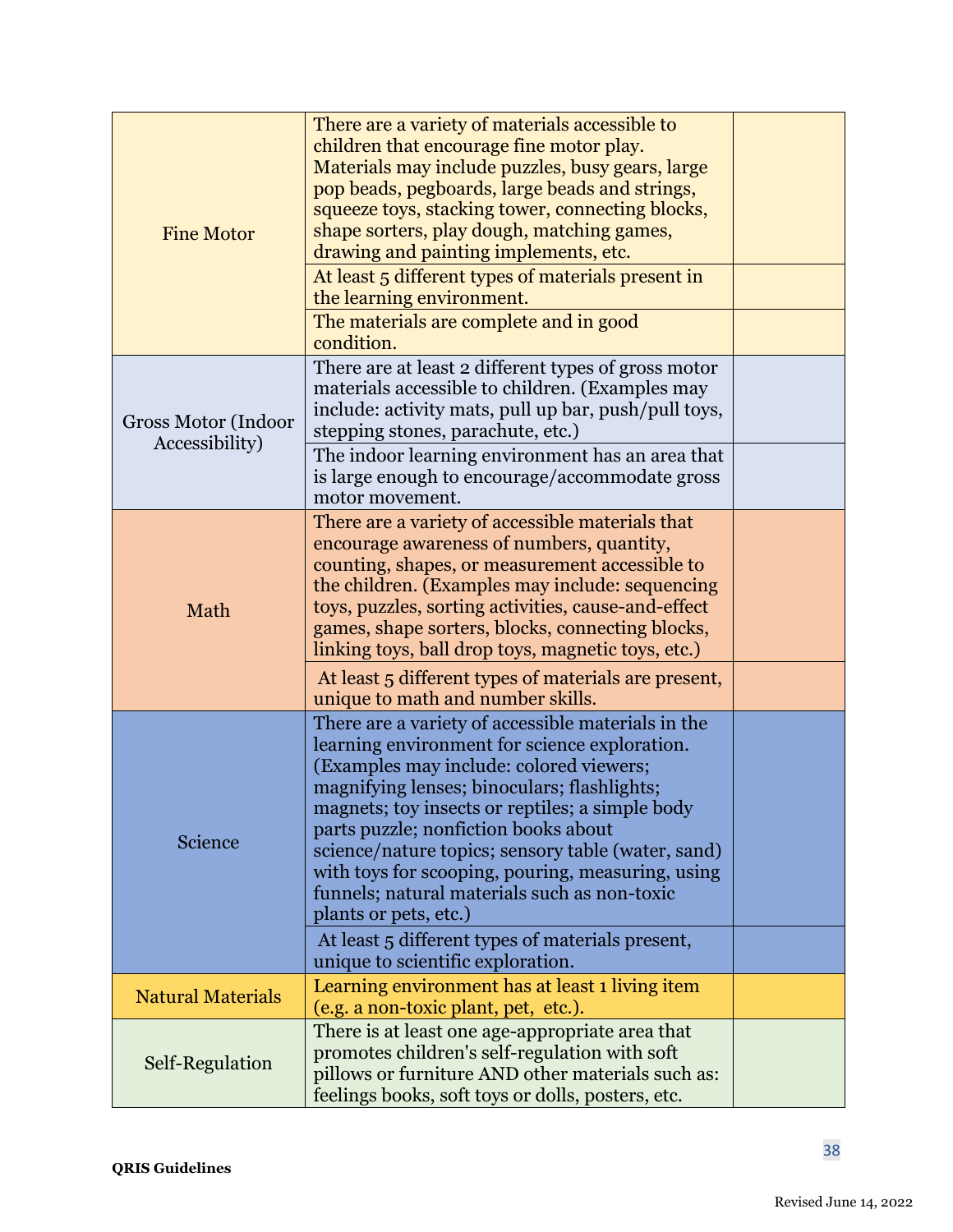| | | |
|---|---|---|
| Fine Motor | There are a variety of materials accessible to children that encourage fine motor play. Materials may include puzzles, busy gears, large pop beads, pegboards, large beads and strings, squeeze toys, stacking tower, connecting blocks, shape sorters, play dough, matching games, drawing and painting implements, etc. | |
| | At least 5 different types of materials present in the learning environment. | |
| | The materials are complete and in good condition. | |
| Gross Motor (Indoor Accessibility) | There are at least 2 different types of gross motor materials accessible to children. (Examples may include: activity mats, pull up bar, push/pull toys, stepping stones, parachute, etc.) | |
| | The indoor learning environment has an area that is large enough to encourage/accommodate gross motor movement. | |
| Math | There are a variety of accessible materials that encourage awareness of numbers, quantity, counting, shapes, or measurement accessible to the children. (Examples may include: sequencing toys, puzzles, sorting activities, cause-and-effect games, shape sorters, blocks, connecting blocks, linking toys, ball drop toys, magnetic toys, etc.) | |
| | At least 5 different types of materials are present, unique to math and number skills. | |
| Science | There are a variety of accessible materials in the learning environment for science exploration. (Examples may include: colored viewers; magnifying lenses; binoculars; flashlights; magnets; toy insects or reptiles; a simple body parts puzzle; nonfiction books about science/nature topics; sensory table (water, sand) with toys for scooping, pouring, measuring, using funnels; natural materials such as non-toxic plants or pets, etc.) | |
| | At least 5 different types of materials present, unique to scientific exploration. | |
| Natural Materials | Learning environment has at least 1 living item (e.g. a non-toxic plant, pet, etc.). | |
| Self-Regulation | There is at least one age-appropriate area that promotes children's self-regulation with soft pillows or furniture AND other materials such as: feelings books, soft toys or dolls, posters, etc. | |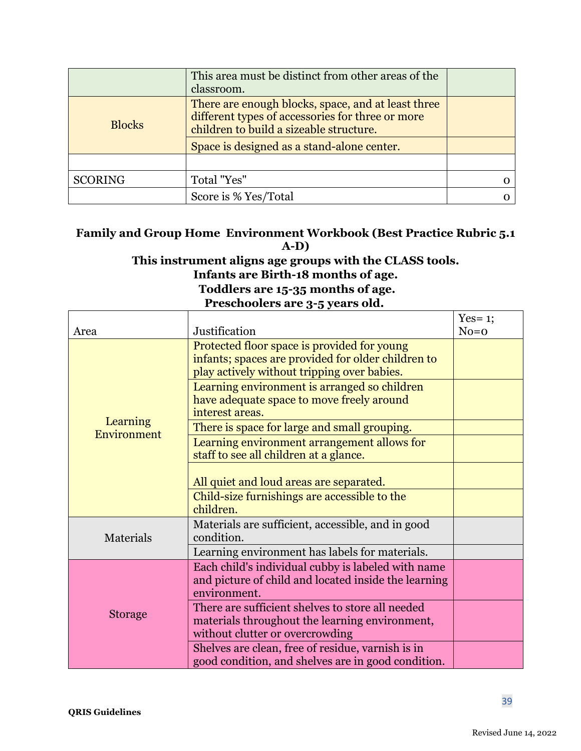| | | |
|---|---|---|
| | This area must be distinct from other areas of the classroom. | |
| Blocks | There are enough blocks, space, and at least three different types of accessories for three or more children to build a sizeable structure. | |
| | Space is designed as a stand-alone center. | |
| | | |
| SCORING | Total "Yes" | 0 |
| | Score is % Yes/Total | 0 |

**Family and Group Home Environment Workbook (Best Practice Rubric 5.1 A-D)**

**This instrument aligns age groups with the CLASS tools.**
**Infants are Birth-18 months of age.**
**Toddlers are 15-35 months of age.**
**Preschoolers are 3-5 years old.**

| Area | Justification | Yes= 1; No=0 |
|---|---|---|
| Learning Environment | Protected floor space is provided for young infants; spaces are provided for older children to play actively without tripping over babies. | |
| | Learning environment is arranged so children have adequate space to move freely around interest areas. | |
| | There is space for large and small grouping. | |
| | Learning environment arrangement allows for staff to see all children at a glance. | |
| | All quiet and loud areas are separated. | |
| | Child-size furnishings are accessible to the children. | |
| Materials | Materials are sufficient, accessible, and in good condition. | |
| | Learning environment has labels for materials. | |
| Storage | Each child's individual cubby is labeled with name and picture of child and located inside the learning environment. | |
| | There are sufficient shelves to store all needed materials throughout the learning environment, without clutter or overcrowding | |
| | Shelves are clean, free of residue, varnish is in good condition, and shelves are in good condition. | |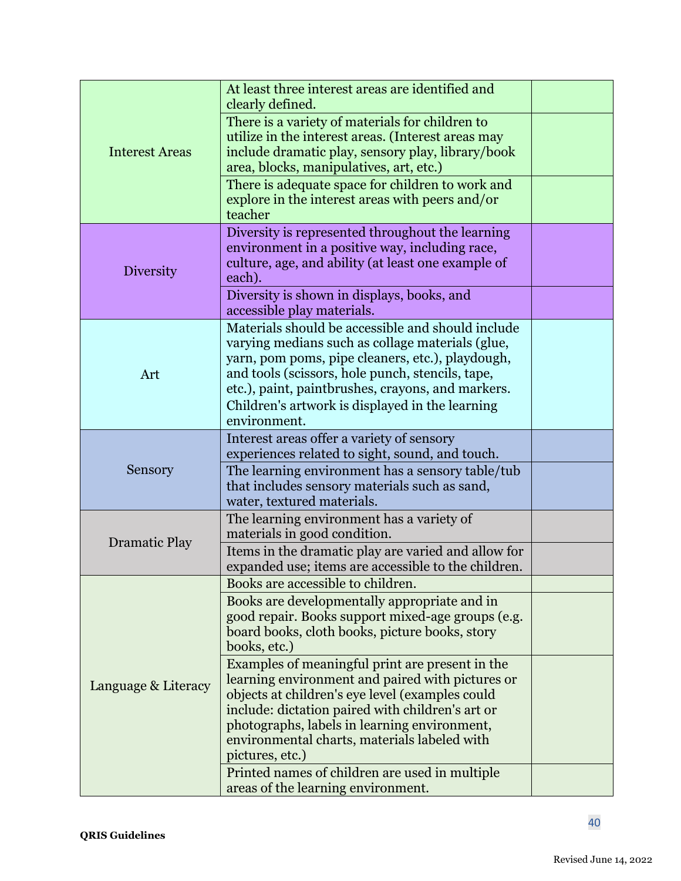| | | |
|---|---|---|
| Interest Areas | At least three interest areas are identified and clearly defined. | |
| | There is a variety of materials for children to utilize in the interest areas. (Interest areas may include dramatic play, sensory play, library/book area, blocks, manipulatives, art, etc.) | |
| | There is adequate space for children to work and explore in the interest areas with peers and/or teacher | |
| Diversity | Diversity is represented throughout the learning environment in a positive way, including race, culture, age, and ability (at least one example of each). | |
| | Diversity is shown in displays, books, and accessible play materials. | |
| Art | Materials should be accessible and should include varying medians such as collage materials (glue, yarn, pom poms, pipe cleaners, etc.), playdough, and tools (scissors, hole punch, stencils, tape, etc.), paint, paintbrushes, crayons, and markers. Children's artwork is displayed in the learning environment. | |
| Sensory | Interest areas offer a variety of sensory experiences related to sight, sound, and touch. | |
| | The learning environment has a sensory table/tub that includes sensory materials such as sand, water, textured materials. | |
| Dramatic Play | The learning environment has a variety of materials in good condition. | |
| | Items in the dramatic play are varied and allow for expanded use; items are accessible to the children. | |
| Language & Literacy | Books are accessible to children. | |
| | Books are developmentally appropriate and in good repair. Books support mixed-age groups (e.g. board books, cloth books, picture books, story books, etc.) | |
| | Examples of meaningful print are present in the learning environment and paired with pictures or objects at children's eye level (examples could include: dictation paired with children's art or photographs, labels in learning environment, environmental charts, materials labeled with pictures, etc.) | |
| | Printed names of children are used in multiple areas of the learning environment. | |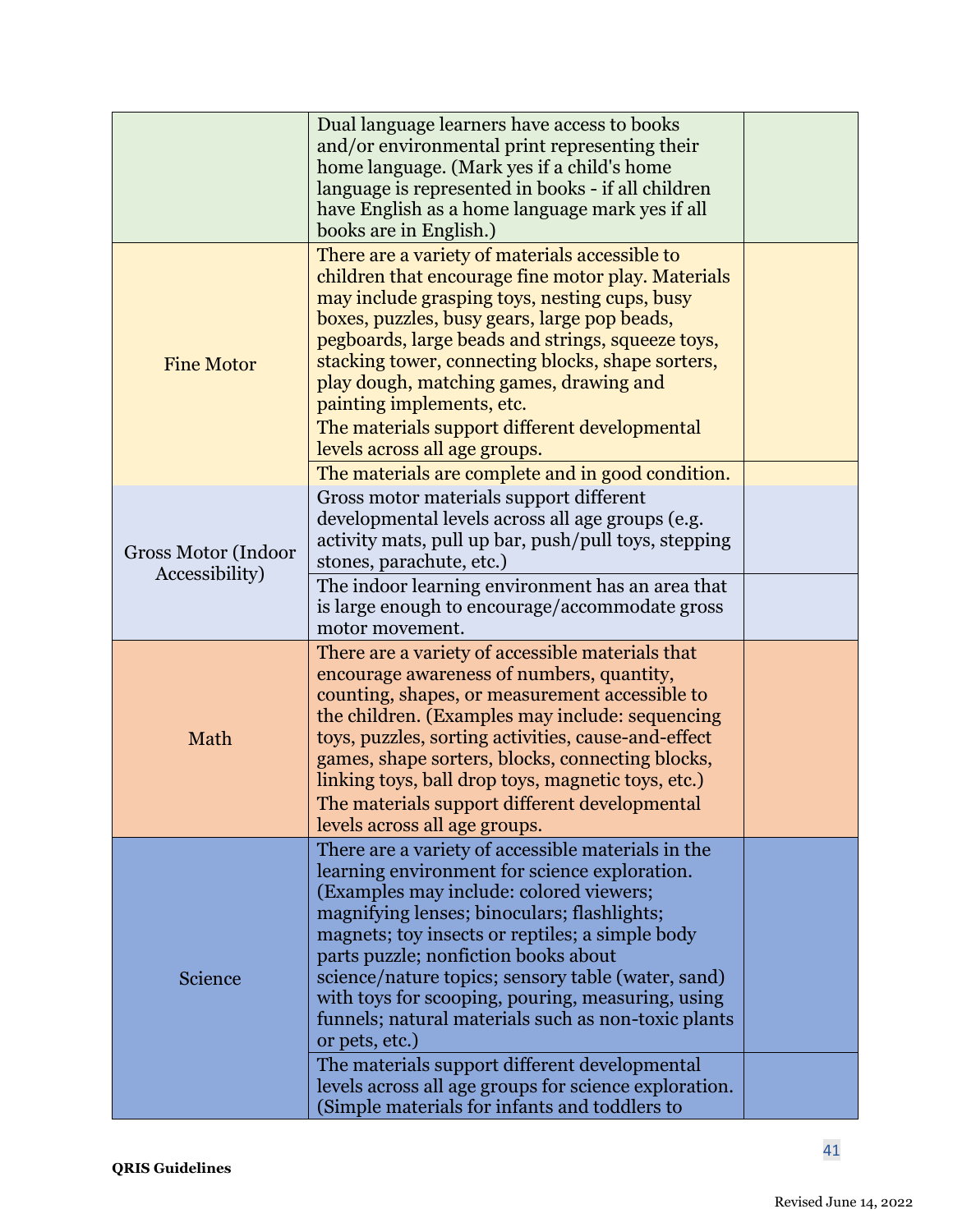| | | |
|---|---|---|
| | Dual language learners have access to books and/or environmental print representing their home language. (Mark yes if a child's home language is represented in books - if all children have English as a home language mark yes if all books are in English.) | |
| Fine Motor | There are a variety of materials accessible to children that encourage fine motor play. Materials may include grasping toys, nesting cups, busy boxes, puzzles, busy gears, large pop beads, pegboards, large beads and strings, squeeze toys, stacking tower, connecting blocks, shape sorters, play dough, matching games, drawing and painting implements, etc. The materials support different developmental levels across all age groups. | |
| | The materials are complete and in good condition. | |
| Gross Motor (Indoor Accessibility) | Gross motor materials support different developmental levels across all age groups (e.g. activity mats, pull up bar, push/pull toys, stepping stones, parachute, etc.) | |
| | The indoor learning environment has an area that is large enough to encourage/accommodate gross motor movement. | |
| Math | There are a variety of accessible materials that encourage awareness of numbers, quantity, counting, shapes, or measurement accessible to the children. (Examples may include: sequencing toys, puzzles, sorting activities, cause-and-effect games, shape sorters, blocks, connecting blocks, linking toys, ball drop toys, magnetic toys, etc.) The materials support different developmental levels across all age groups. | |
| Science | There are a variety of accessible materials in the learning environment for science exploration. (Examples may include: colored viewers; magnifying lenses; binoculars; flashlights; magnets; toy insects or reptiles; a simple body parts puzzle; nonfiction books about science/nature topics; sensory table (water, sand) with toys for scooping, pouring, measuring, using funnels; natural materials such as non-toxic plants or pets, etc.) | |
| | The materials support different developmental levels across all age groups for science exploration. (Simple materials for infants and toddlers to | |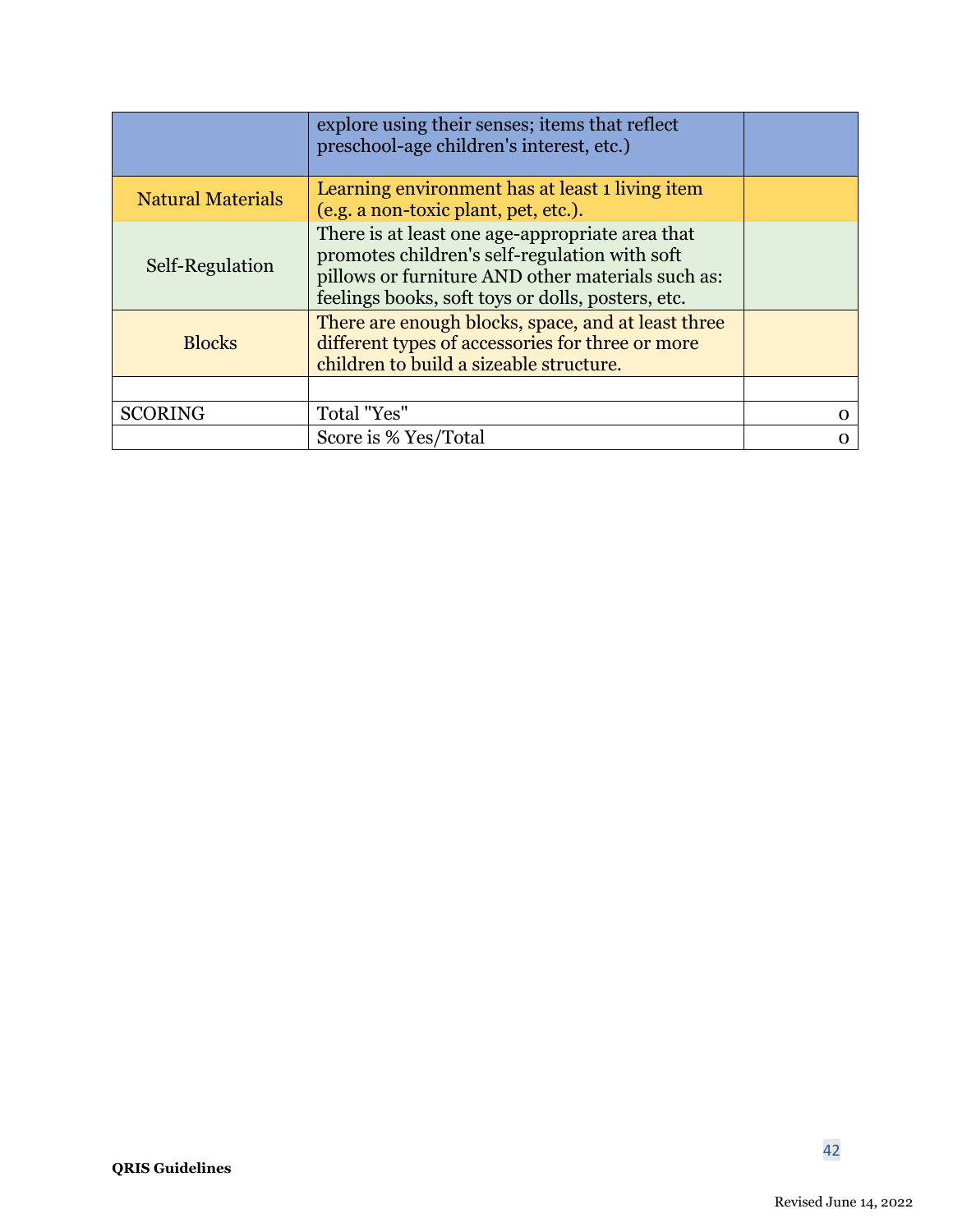| | | |
|---|---|---|
| | explore using their senses; items that reflect preschool-age children's interest, etc.) | |
| Natural Materials | Learning environment has at least 1 living item (e.g. a non-toxic plant, pet, etc.). | |
| Self-Regulation | There is at least one age-appropriate area that promotes children's self-regulation with soft pillows or furniture AND other materials such as: feelings books, soft toys or dolls, posters, etc. | |
| Blocks | There are enough blocks, space, and at least three different types of accessories for three or more children to build a sizeable structure. | |
| | | |
| SCORING | Total "Yes" | 0 |
| | Score is % Yes/Total | 0 |